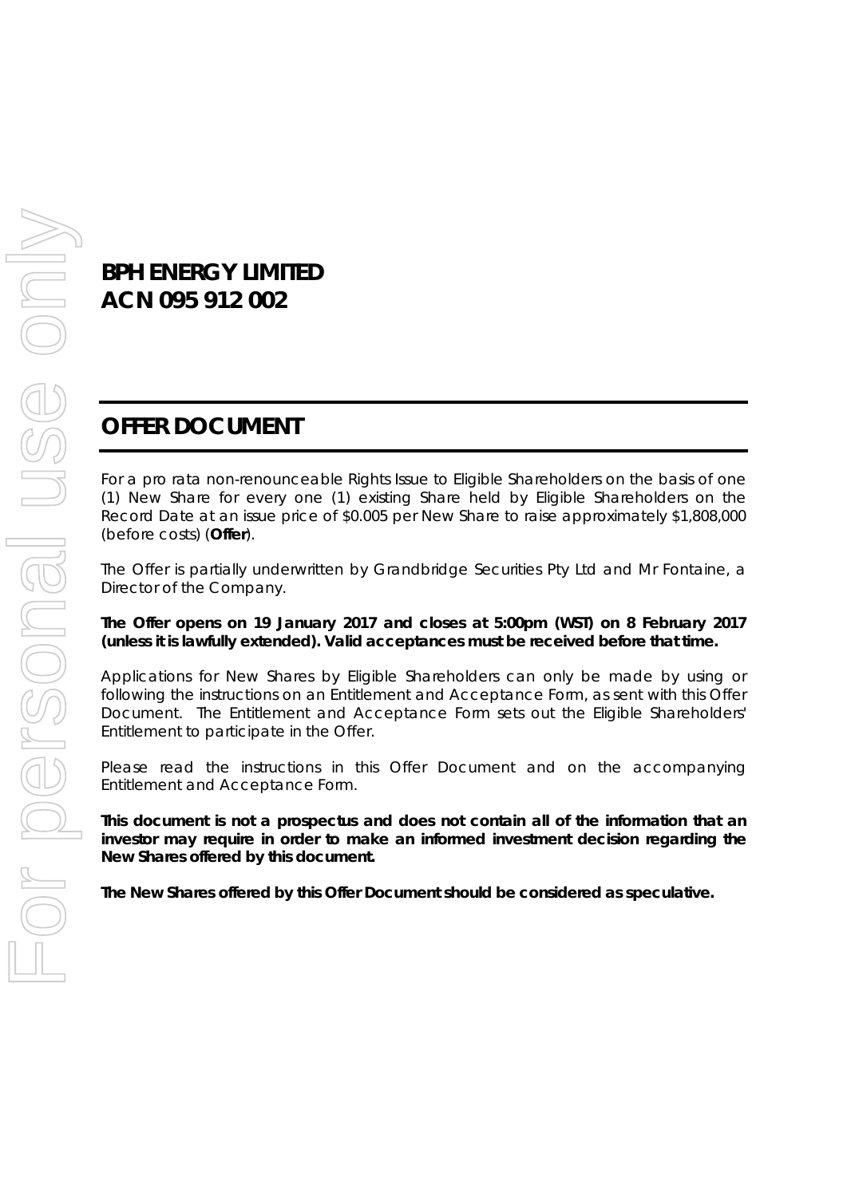# BPH ENERGY LIMITED
# ACN 095 912 002

## OFFER DOCUMENT

For a pro rata non-renounceable Rights Issue to Eligible Shareholders on the basis of one (1) New Share for every one (1) existing Share held by Eligible Shareholders on the Record Date at an issue price of $0.005 per New Share to raise approximately $1,808,000 (before costs) (**Offer**).

The Offer is partially underwritten by Grandbridge Securities Pty Ltd and Mr Fontaine, a Director of the Company.

**The Offer opens on 19 January 2017 and closes at 5:00pm (WST) on 8 February 2017 (unless it is lawfully extended). Valid acceptances must be received before that time.**

Applications for New Shares by Eligible Shareholders can only be made by using or following the instructions on an Entitlement and Acceptance Form, as sent with this Offer Document. The Entitlement and Acceptance Form sets out the Eligible Shareholders' Entitlement to participate in the Offer.

Please read the instructions in this Offer Document and on the accompanying Entitlement and Acceptance Form.

**This document is not a prospectus and does not contain all of the information that an investor may require in order to make an informed investment decision regarding the New Shares offered by this document.**

**The New Shares offered by this Offer Document should be considered as speculative.**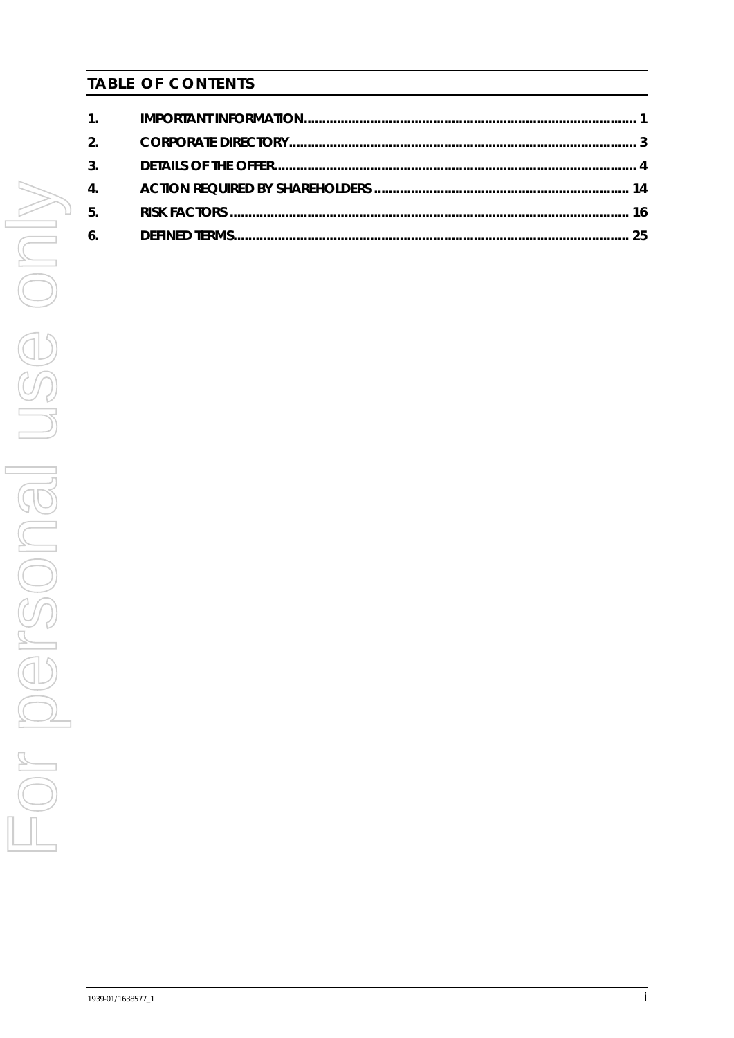## TABLE OF CONTENTS

| | | |
|---|---|---|
| 1. | IMPORTANT INFORMATION | 1 |
| 2. | CORPORATE DIRECTORY | 3 |
| 3. | DETAILS OF THE OFFER | 4 |
| 4. | ACTION REQUIRED BY SHAREHOLDERS | 14 |
| 5. | RISK FACTORS | 16 |
| 6. | DEFINED TERMS | 25 |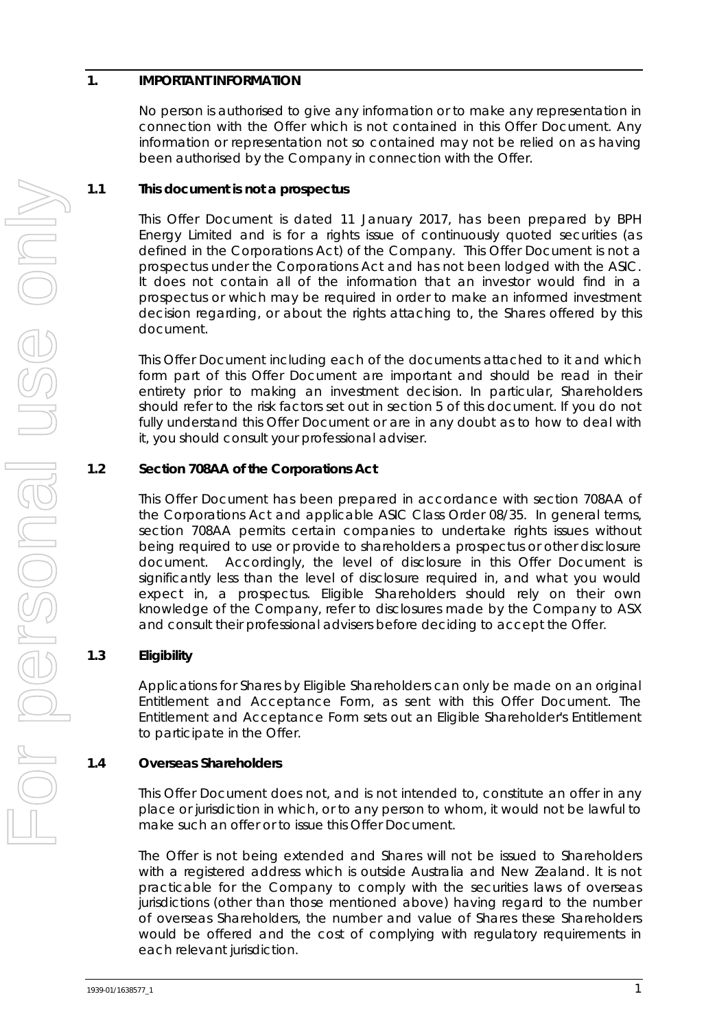## 1. IMPORTANT INFORMATION

No person is authorised to give any information or to make any representation in connection with the Offer which is not contained in this Offer Document. Any information or representation not so contained may not be relied on as having been authorised by the Company in connection with the Offer.

### 1.1 This document is not a prospectus

This Offer Document is dated 11 January 2017, has been prepared by BPH Energy Limited and is for a rights issue of continuously quoted securities (as defined in the Corporations Act) of the Company. This Offer Document is not a prospectus under the Corporations Act and has not been lodged with the ASIC. It does not contain all of the information that an investor would find in a prospectus or which may be required in order to make an informed investment decision regarding, or about the rights attaching to, the Shares offered by this document.

This Offer Document including each of the documents attached to it and which form part of this Offer Document are important and should be read in their entirety prior to making an investment decision. In particular, Shareholders should refer to the risk factors set out in section 5 of this document. If you do not fully understand this Offer Document or are in any doubt as to how to deal with it, you should consult your professional adviser.

### 1.2 Section 708AA of the Corporations Act

This Offer Document has been prepared in accordance with section 708AA of the Corporations Act and applicable ASIC Class Order 08/35. In general terms, section 708AA permits certain companies to undertake rights issues without being required to use or provide to shareholders a prospectus or other disclosure document. Accordingly, the level of disclosure in this Offer Document is significantly less than the level of disclosure required in, and what you would expect in, a prospectus. Eligible Shareholders should rely on their own knowledge of the Company, refer to disclosures made by the Company to ASX and consult their professional advisers before deciding to accept the Offer.

### 1.3 Eligibility

Applications for Shares by Eligible Shareholders can only be made on an original Entitlement and Acceptance Form, as sent with this Offer Document. The Entitlement and Acceptance Form sets out an Eligible Shareholder's Entitlement to participate in the Offer.

### 1.4 Overseas Shareholders

This Offer Document does not, and is not intended to, constitute an offer in any place or jurisdiction in which, or to any person to whom, it would not be lawful to make such an offer or to issue this Offer Document.

The Offer is not being extended and Shares will not be issued to Shareholders with a registered address which is outside Australia and New Zealand. It is not practicable for the Company to comply with the securities laws of overseas jurisdictions (other than those mentioned above) having regard to the number of overseas Shareholders, the number and value of Shares these Shareholders would be offered and the cost of complying with regulatory requirements in each relevant jurisdiction.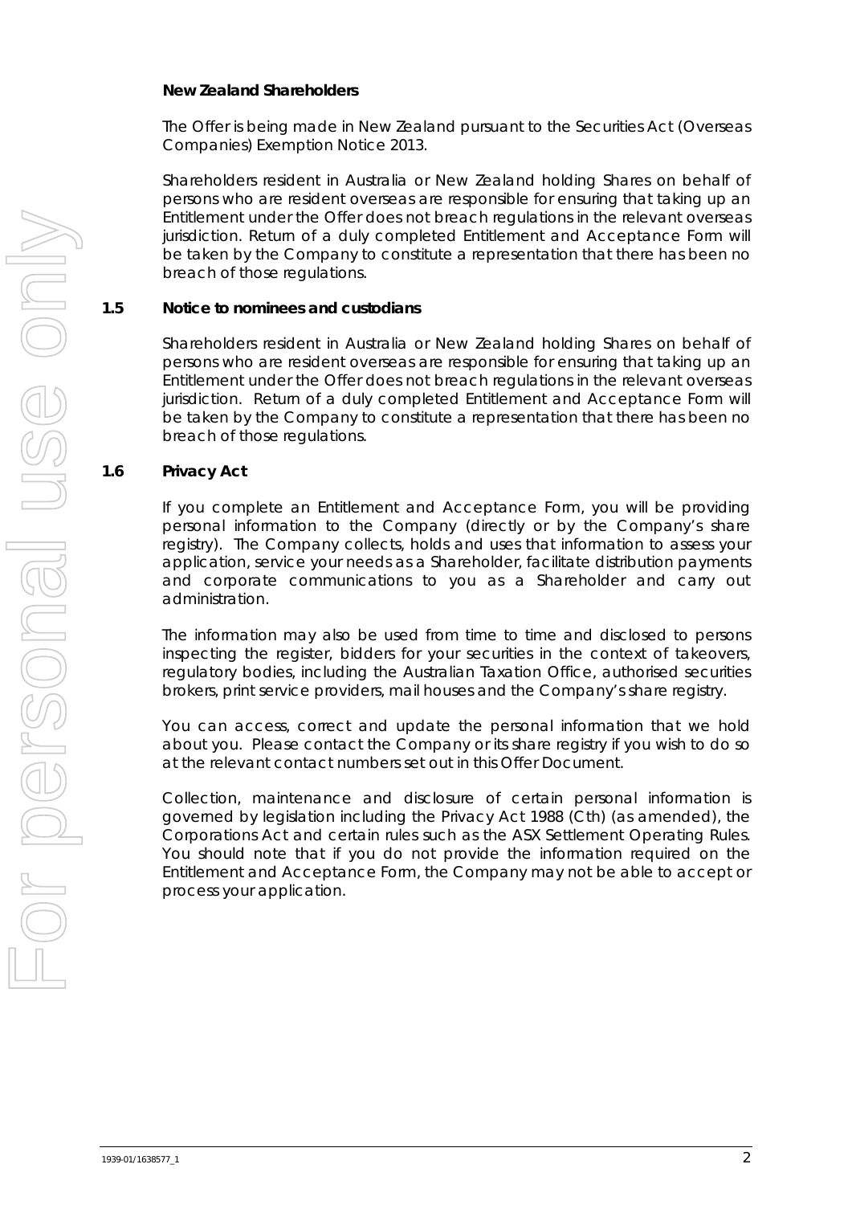**New Zealand Shareholders**

The Offer is being made in New Zealand pursuant to the Securities Act (Overseas Companies) Exemption Notice 2013.

Shareholders resident in Australia or New Zealand holding Shares on behalf of persons who are resident overseas are responsible for ensuring that taking up an Entitlement under the Offer does not breach regulations in the relevant overseas jurisdiction. Return of a duly completed Entitlement and Acceptance Form will be taken by the Company to constitute a representation that there has been no breach of those regulations.

## 1.5 Notice to nominees and custodians

Shareholders resident in Australia or New Zealand holding Shares on behalf of persons who are resident overseas are responsible for ensuring that taking up an Entitlement under the Offer does not breach regulations in the relevant overseas jurisdiction. Return of a duly completed Entitlement and Acceptance Form will be taken by the Company to constitute a representation that there has been no breach of those regulations.

## 1.6 Privacy Act

If you complete an Entitlement and Acceptance Form, you will be providing personal information to the Company (directly or by the Company's share registry). The Company collects, holds and uses that information to assess your application, service your needs as a Shareholder, facilitate distribution payments and corporate communications to you as a Shareholder and carry out administration.

The information may also be used from time to time and disclosed to persons inspecting the register, bidders for your securities in the context of takeovers, regulatory bodies, including the Australian Taxation Office, authorised securities brokers, print service providers, mail houses and the Company's share registry.

You can access, correct and update the personal information that we hold about you. Please contact the Company or its share registry if you wish to do so at the relevant contact numbers set out in this Offer Document.

Collection, maintenance and disclosure of certain personal information is governed by legislation including the Privacy Act 1988 (Cth) (as amended), the Corporations Act and certain rules such as the ASX Settlement Operating Rules. You should note that if you do not provide the information required on the Entitlement and Acceptance Form, the Company may not be able to accept or process your application.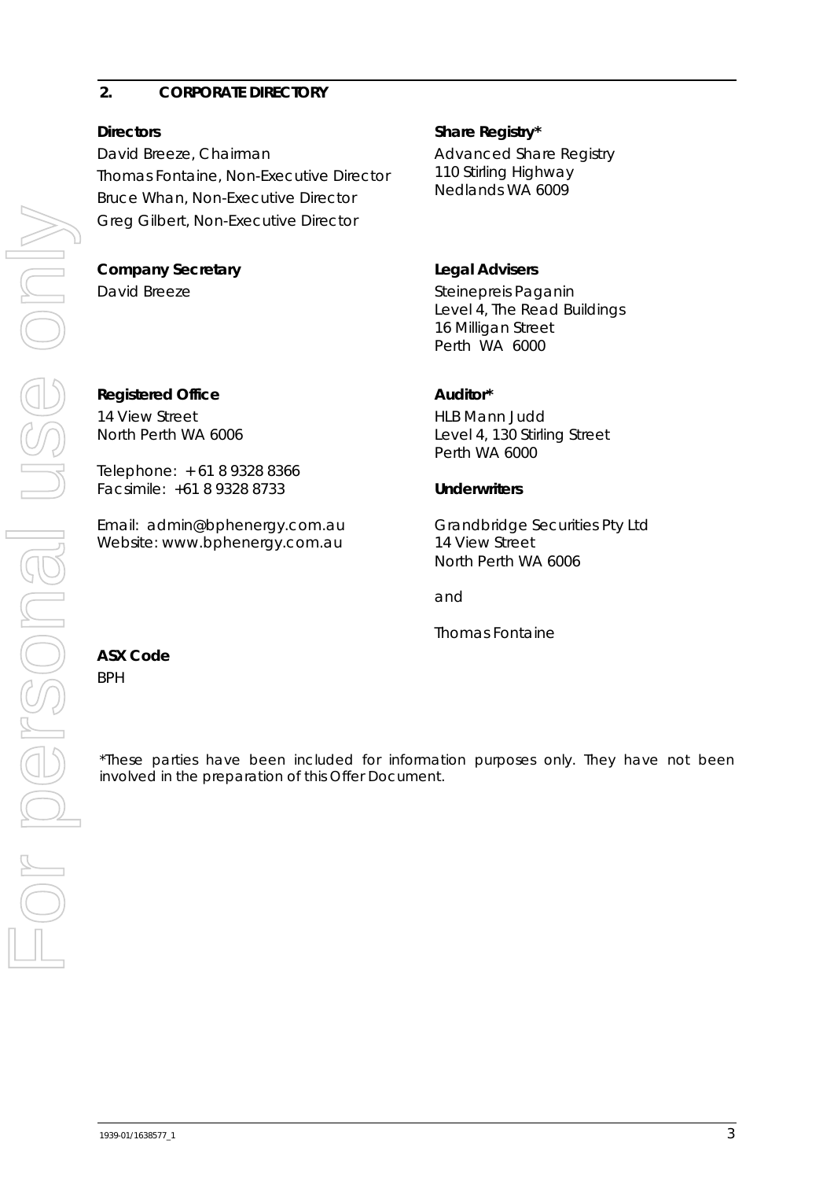## 2. CORPORATE DIRECTORY

**Directors**

David Breeze, Chairman
Thomas Fontaine, Non-Executive Director
Bruce Whan, Non-Executive Director
Greg Gilbert, Non-Executive Director

**Company Secretary**

David Breeze

**Registered Office**

14 View Street
North Perth WA 6006

Telephone: + 61 8 9328 8366
Facsimile: +61 8 9328 8733

Email: admin@bphenergy.com.au
Website: www.bphenergy.com.au

**ASX Code**

BPH

**Share Registry***

Advanced Share Registry
110 Stirling Highway
Nedlands WA 6009

**Legal Advisers**

Steinepreis Paganin
Level 4, The Read Buildings
16 Milligan Street
Perth WA 6000

**Auditor***

HLB Mann Judd
Level 4, 130 Stirling Street
Perth WA 6000

**Underwriters**

Grandbridge Securities Pty Ltd
14 View Street
North Perth WA 6006

and

Thomas Fontaine

*These parties have been included for information purposes only. They have not been involved in the preparation of this Offer Document.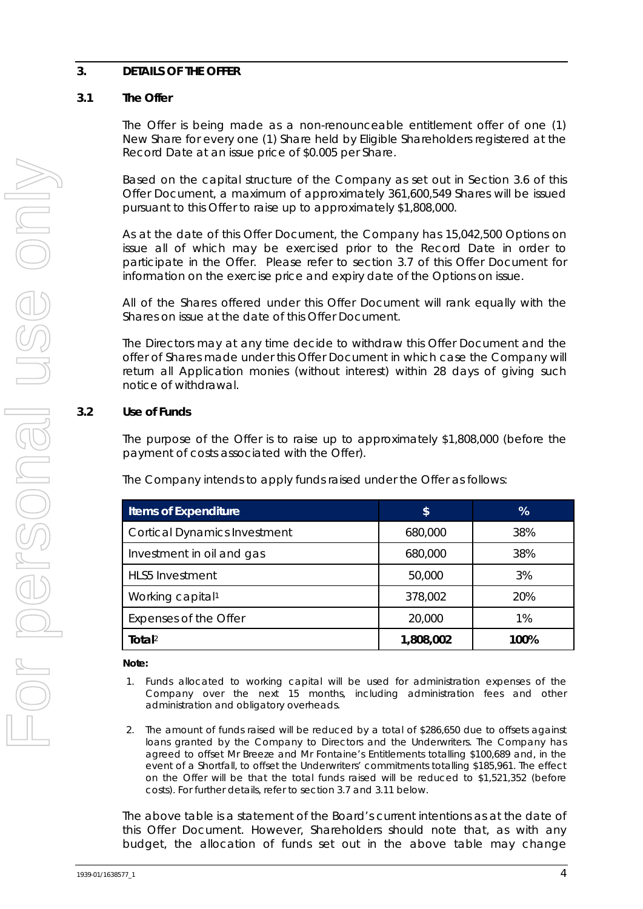## 3. DETAILS OF THE OFFER

### 3.1 The Offer

The Offer is being made as a non-renounceable entitlement offer of one (1) New Share for every one (1) Share held by Eligible Shareholders registered at the Record Date at an issue price of $0.005 per Share.

Based on the capital structure of the Company as set out in Section 3.6 of this Offer Document, a maximum of approximately 361,600,549 Shares will be issued pursuant to this Offer to raise up to approximately $1,808,000.

As at the date of this Offer Document, the Company has 15,042,500 Options on issue all of which may be exercised prior to the Record Date in order to participate in the Offer. Please refer to section 3.7 of this Offer Document for information on the exercise price and expiry date of the Options on issue.

All of the Shares offered under this Offer Document will rank equally with the Shares on issue at the date of this Offer Document.

The Directors may at any time decide to withdraw this Offer Document and the offer of Shares made under this Offer Document in which case the Company will return all Application monies (without interest) within 28 days of giving such notice of withdrawal.

### 3.2 Use of Funds

The purpose of the Offer is to raise up to approximately $1,808,000 (before the payment of costs associated with the Offer).

The Company intends to apply funds raised under the Offer as follows:

| Items of Expenditure | $ | % |
|---|---|---|
| Cortical Dynamics Investment | 680,000 | 38% |
| Investment in oil and gas | 680,000 | 38% |
| HLS5 Investment | 50,000 | 3% |
| Working capital[1] | 378,002 | 20% |
| Expenses of the Offer | 20,000 | 1% |
| **Total**[2] | **1,808,002** | **100%** |

**Note:**

1. Funds allocated to working capital will be used for administration expenses of the Company over the next 15 months, including administration fees and other administration and obligatory overheads.
2. The amount of funds raised will be reduced by a total of $286,650 due to offsets against loans granted by the Company to Directors and the Underwriters. The Company has agreed to offset Mr Breeze and Mr Fontaine's Entitlements totalling $100,689 and, in the event of a Shortfall, to offset the Underwriters' commitments totalling $185,961. The effect on the Offer will be that the total funds raised will be reduced to $1,521,352 (before costs). For further details, refer to section 3.7 and 3.11 below.

The above table is a statement of the Board's current intentions as at the date of this Offer Document. However, Shareholders should note that, as with any budget, the allocation of funds set out in the above table may change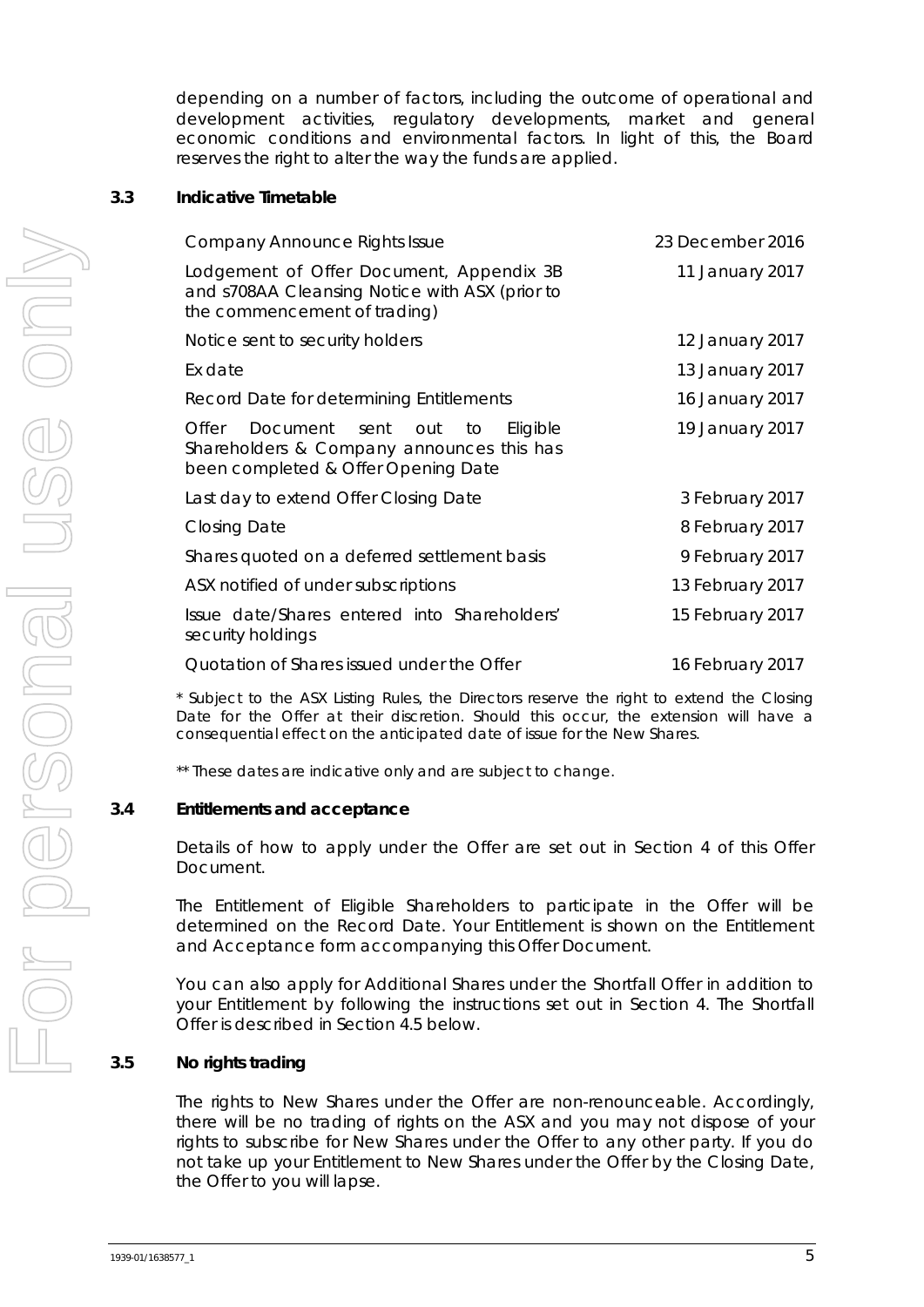depending on a number of factors, including the outcome of operational and development activities, regulatory developments, market and general economic conditions and environmental factors. In light of this, the Board reserves the right to alter the way the funds are applied.

### 3.3 Indicative Timetable

| Event | Date |
|---|---|
| Company Announce Rights Issue | 23 December 2016 |
| Lodgement of Offer Document, Appendix 3B and s708AA Cleansing Notice with ASX (prior to the commencement of trading) | 11 January 2017 |
| Notice sent to security holders | 12 January 2017 |
| Ex date | 13 January 2017 |
| Record Date for determining Entitlements | 16 January 2017 |
| Offer Document sent out to Eligible Shareholders & Company announces this has been completed & Offer Opening Date | 19 January 2017 |
| Last day to extend Offer Closing Date | 3 February 2017 |
| Closing Date | 8 February 2017 |
| Shares quoted on a deferred settlement basis | 9 February 2017 |
| ASX notified of under subscriptions | 13 February 2017 |
| Issue date/Shares entered into Shareholders' security holdings | 15 February 2017 |
| Quotation of Shares issued under the Offer | 16 February 2017 |

\* Subject to the ASX Listing Rules, the Directors reserve the right to extend the Closing Date for the Offer at their discretion. Should this occur, the extension will have a consequential effect on the anticipated date of issue for the New Shares.

\*\* These dates are indicative only and are subject to change.

### 3.4 Entitlements and acceptance

Details of how to apply under the Offer are set out in Section 4 of this Offer Document.

The Entitlement of Eligible Shareholders to participate in the Offer will be determined on the Record Date. Your Entitlement is shown on the Entitlement and Acceptance form accompanying this Offer Document.

You can also apply for Additional Shares under the Shortfall Offer in addition to your Entitlement by following the instructions set out in Section 4. The Shortfall Offer is described in Section 4.5 below.

### 3.5 No rights trading

The rights to New Shares under the Offer are non-renounceable. Accordingly, there will be no trading of rights on the ASX and you may not dispose of your rights to subscribe for New Shares under the Offer to any other party. If you do not take up your Entitlement to New Shares under the Offer by the Closing Date, the Offer to you will lapse.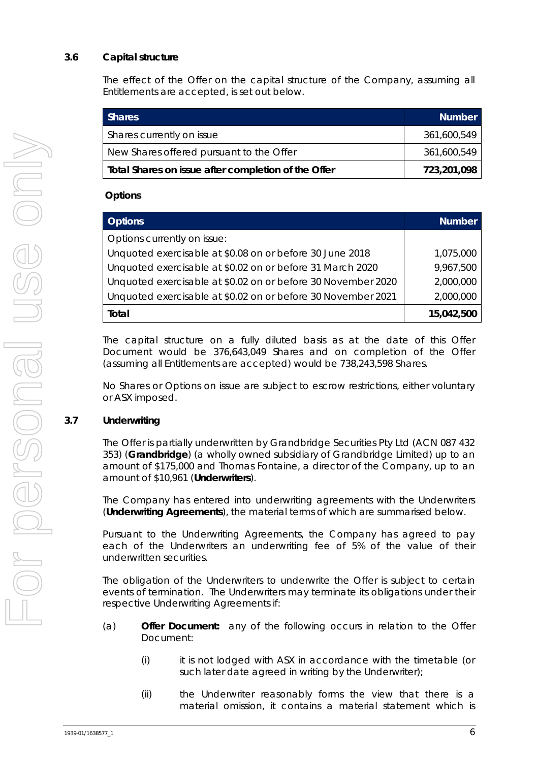### 3.6 Capital structure

The effect of the Offer on the capital structure of the Company, assuming all Entitlements are accepted, is set out below.

| Shares | Number |
|---|---|
| Shares currently on issue | 361,600,549 |
| New Shares offered pursuant to the Offer | 361,600,549 |
| **Total Shares on issue after completion of the Offer** | **723,201,098** |

**Options**

| Options | Number |
|---|---|
| Options currently on issue: | |
| Unquoted exercisable at $0.08 on or before 30 June 2018 | 1,075,000 |
| Unquoted exercisable at $0.02 on or before 31 March 2020 | 9,967,500 |
| Unquoted exercisable at $0.02 on or before 30 November 2020 | 2,000,000 |
| Unquoted exercisable at $0.02 on or before 30 November 2021 | 2,000,000 |
| **Total** | **15,042,500** |

The capital structure on a fully diluted basis as at the date of this Offer Document would be 376,643,049 Shares and on completion of the Offer (assuming all Entitlements are accepted) would be 738,243,598 Shares.

No Shares or Options on issue are subject to escrow restrictions, either voluntary or ASX imposed.

### 3.7 Underwriting

The Offer is partially underwritten by Grandbridge Securities Pty Ltd (ACN 087 432 353) (**Grandbridge**) (a wholly owned subsidiary of Grandbridge Limited) up to an amount of $175,000 and Thomas Fontaine, a director of the Company, up to an amount of $10,961 (**Underwriters**).

The Company has entered into underwriting agreements with the Underwriters (**Underwriting Agreements**), the material terms of which are summarised below.

Pursuant to the Underwriting Agreements, the Company has agreed to pay each of the Underwriters an underwriting fee of 5% of the value of their underwritten securities.

The obligation of the Underwriters to underwrite the Offer is subject to certain events of termination. The Underwriters may terminate its obligations under their respective Underwriting Agreements if:

(a) **Offer Document:** any of the following occurs in relation to the Offer Document:

(i) it is not lodged with ASX in accordance with the timetable (or such later date agreed in writing by the Underwriter);

(ii) the Underwriter reasonably forms the view that there is a material omission, it contains a material statement which is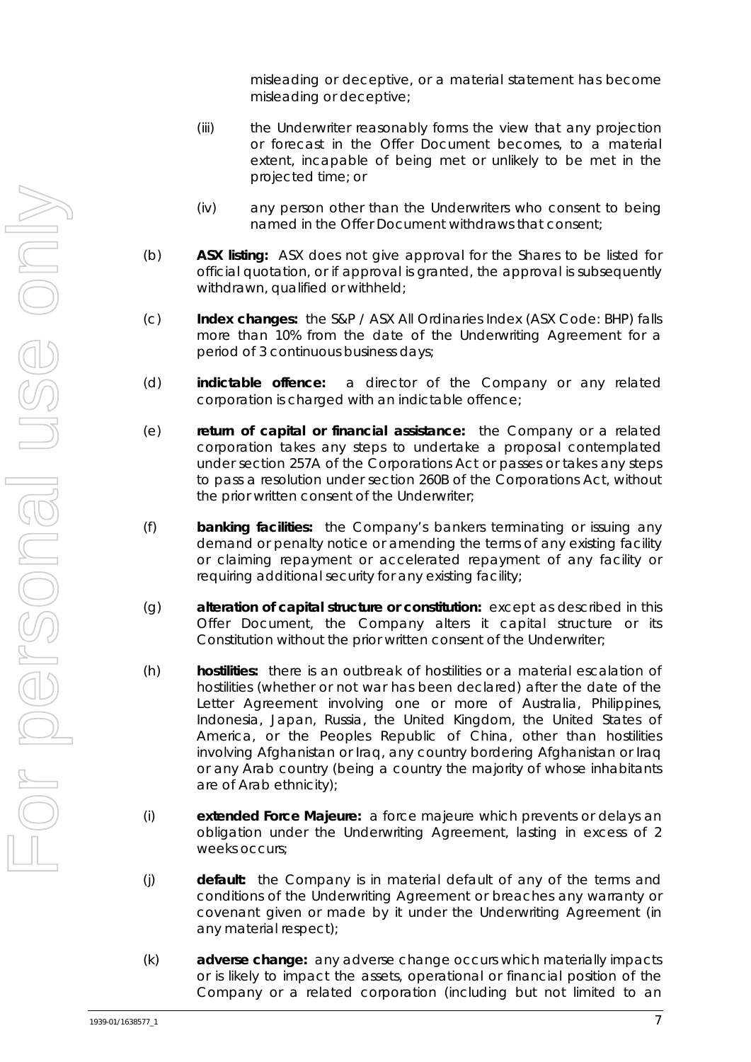misleading or deceptive, or a material statement has become misleading or deceptive;

(iii) the Underwriter reasonably forms the view that any projection or forecast in the Offer Document becomes, to a material extent, incapable of being met or unlikely to be met in the projected time; or

(iv) any person other than the Underwriters who consent to being named in the Offer Document withdraws that consent;

(b) **ASX listing:** ASX does not give approval for the Shares to be listed for official quotation, or if approval is granted, the approval is subsequently withdrawn, qualified or withheld;

(c) **Index changes:** the S&P / ASX All Ordinaries Index (ASX Code: BHP) falls more than 10% from the date of the Underwriting Agreement for a period of 3 continuous business days;

(d) **indictable offence:** a director of the Company or any related corporation is charged with an indictable offence;

(e) **return of capital or financial assistance:** the Company or a related corporation takes any steps to undertake a proposal contemplated under section 257A of the Corporations Act or passes or takes any steps to pass a resolution under section 260B of the Corporations Act, without the prior written consent of the Underwriter;

(f) **banking facilities:** the Company's bankers terminating or issuing any demand or penalty notice or amending the terms of any existing facility or claiming repayment or accelerated repayment of any facility or requiring additional security for any existing facility;

(g) **alteration of capital structure or constitution:** except as described in this Offer Document, the Company alters it capital structure or its Constitution without the prior written consent of the Underwriter;

(h) **hostilities:** there is an outbreak of hostilities or a material escalation of hostilities (whether or not war has been declared) after the date of the Letter Agreement involving one or more of Australia, Philippines, Indonesia, Japan, Russia, the United Kingdom, the United States of America, or the Peoples Republic of China, other than hostilities involving Afghanistan or Iraq, any country bordering Afghanistan or Iraq or any Arab country (being a country the majority of whose inhabitants are of Arab ethnicity);

(i) **extended Force Majeure:** a force majeure which prevents or delays an obligation under the Underwriting Agreement, lasting in excess of 2 weeks occurs;

(j) **default:** the Company is in material default of any of the terms and conditions of the Underwriting Agreement or breaches any warranty or covenant given or made by it under the Underwriting Agreement (in any material respect);

(k) **adverse change:** any adverse change occurs which materially impacts or is likely to impact the assets, operational or financial position of the Company or a related corporation (including but not limited to an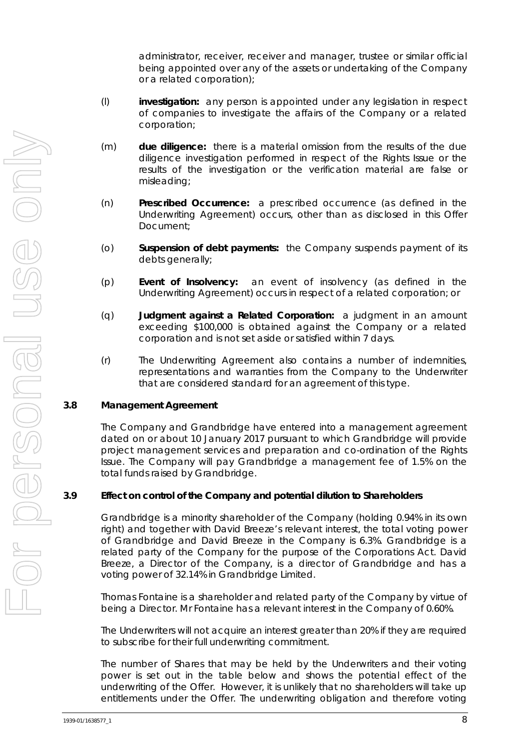administrator, receiver, receiver and manager, trustee or similar official being appointed over any of the assets or undertaking of the Company or a related corporation);

(l) **investigation:** any person is appointed under any legislation in respect of companies to investigate the affairs of the Company or a related corporation;

(m) **due diligence:** there is a material omission from the results of the due diligence investigation performed in respect of the Rights Issue or the results of the investigation or the verification material are false or misleading;

(n) **Prescribed Occurrence:** a prescribed occurrence (as defined in the Underwriting Agreement) occurs, other than as disclosed in this Offer Document;

(o) **Suspension of debt payments:** the Company suspends payment of its debts generally;

(p) **Event of Insolvency:** an event of insolvency (as defined in the Underwriting Agreement) occurs in respect of a related corporation; or

(q) **Judgment against a Related Corporation:** a judgment in an amount exceeding $100,000 is obtained against the Company or a related corporation and is not set aside or satisfied within 7 days.

(r) The Underwriting Agreement also contains a number of indemnities, representations and warranties from the Company to the Underwriter that are considered standard for an agreement of this type.

### 3.8 Management Agreement

The Company and Grandbridge have entered into a management agreement dated on or about 10 January 2017 pursuant to which Grandbridge will provide project management services and preparation and co-ordination of the Rights Issue. The Company will pay Grandbridge a management fee of 1.5% on the total funds raised by Grandbridge.

### 3.9 Effect on control of the Company and potential dilution to Shareholders

Grandbridge is a minority shareholder of the Company (holding 0.94% in its own right) and together with David Breeze's relevant interest, the total voting power of Grandbridge and David Breeze in the Company is 6.3%. Grandbridge is a related party of the Company for the purpose of the Corporations Act. David Breeze, a Director of the Company, is a director of Grandbridge and has a voting power of 32.14% in Grandbridge Limited.

Thomas Fontaine is a shareholder and related party of the Company by virtue of being a Director. Mr Fontaine has a relevant interest in the Company of 0.60%.

The Underwriters will not acquire an interest greater than 20% if they are required to subscribe for their full underwriting commitment.

The number of Shares that may be held by the Underwriters and their voting power is set out in the table below and shows the potential effect of the underwriting of the Offer. However, it is unlikely that no shareholders will take up entitlements under the Offer. The underwriting obligation and therefore voting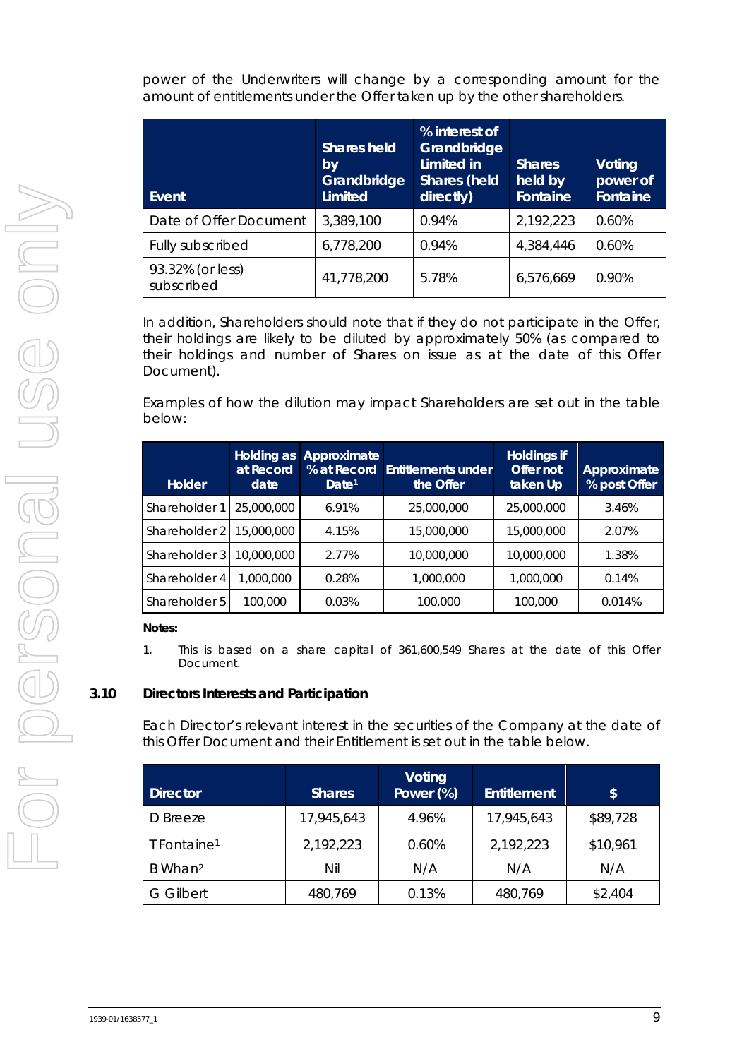power of the Underwriters will change by a corresponding amount for the amount of entitlements under the Offer taken up by the other shareholders.

| Event | Shares held by Grandbridge Limited | % interest of Grandbridge Limited in Shares (held directly) | Shares held by Fontaine | Voting power of Fontaine |
|---|---|---|---|---|
| Date of Offer Document | 3,389,100 | 0.94% | 2,192,223 | 0.60% |
| Fully subscribed | 6,778,200 | 0.94% | 4,384,446 | 0.60% |
| 93.32% (or less) subscribed | 41,778,200 | 5.78% | 6,576,669 | 0.90% |

In addition, Shareholders should note that if they do not participate in the Offer, their holdings are likely to be diluted by approximately 50% (as compared to their holdings and number of Shares on issue as at the date of this Offer Document).

Examples of how the dilution may impact Shareholders are set out in the table below:

| Holder | Holding as at Record date | Approximate % at Record Date[1] | Entitlements under the Offer | Holdings if Offer not taken Up | Approximate % post Offer |
|---|---|---|---|---|---|
| Shareholder 1 | 25,000,000 | 6.91% | 25,000,000 | 25,000,000 | 3.46% |
| Shareholder 2 | 15,000,000 | 4.15% | 15,000,000 | 15,000,000 | 2.07% |
| Shareholder 3 | 10,000,000 | 2.77% | 10,000,000 | 10,000,000 | 1.38% |
| Shareholder 4 | 1,000,000 | 0.28% | 1,000,000 | 1,000,000 | 0.14% |
| Shareholder 5 | 100,000 | 0.03% | 100,000 | 100,000 | 0.014% |

**Notes:**

1. This is based on a share capital of 361,600,549 Shares at the date of this Offer Document.

### 3.10 Directors Interests and Participation

Each Director's relevant interest in the securities of the Company at the date of this Offer Document and their Entitlement is set out in the table below.

| Director | Shares | Voting Power (%) | Entitlement | $ |
|---|---|---|---|---|
| D Breeze | 17,945,643 | 4.96% | 17,945,643 | $89,728 |
| T Fontaine[1] | 2,192,223 | 0.60% | 2,192,223 | $10,961 |
| B Whan[2] | Nil | N/A | N/A | N/A |
| G Gilbert | 480,769 | 0.13% | 480,769 | $2,404 |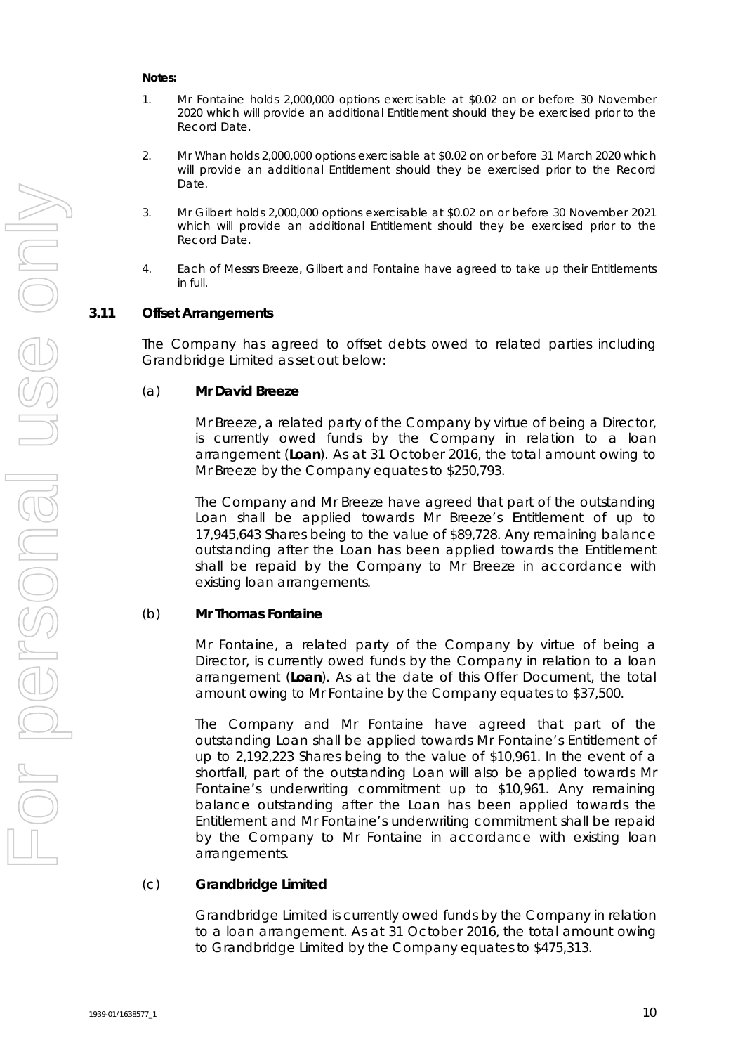**Notes:**

1. Mr Fontaine holds 2,000,000 options exercisable at $0.02 on or before 30 November 2020 which will provide an additional Entitlement should they be exercised prior to the Record Date.
2. Mr Whan holds 2,000,000 options exercisable at $0.02 on or before 31 March 2020 which will provide an additional Entitlement should they be exercised prior to the Record Date.
3. Mr Gilbert holds 2,000,000 options exercisable at $0.02 on or before 30 November 2021 which will provide an additional Entitlement should they be exercised prior to the Record Date.
4. Each of Messrs Breeze, Gilbert and Fontaine have agreed to take up their Entitlements in full.

### 3.11 Offset Arrangements

The Company has agreed to offset debts owed to related parties including Grandbridge Limited as set out below:

(a) **Mr David Breeze**

Mr Breeze, a related party of the Company by virtue of being a Director, is currently owed funds by the Company in relation to a loan arrangement (**Loan**). As at 31 October 2016, the total amount owing to Mr Breeze by the Company equates to $250,793.

The Company and Mr Breeze have agreed that part of the outstanding Loan shall be applied towards Mr Breeze's Entitlement of up to 17,945,643 Shares being to the value of $89,728. Any remaining balance outstanding after the Loan has been applied towards the Entitlement shall be repaid by the Company to Mr Breeze in accordance with existing loan arrangements.

(b) **Mr Thomas Fontaine**

Mr Fontaine, a related party of the Company by virtue of being a Director, is currently owed funds by the Company in relation to a loan arrangement (**Loan**). As at the date of this Offer Document, the total amount owing to Mr Fontaine by the Company equates to $37,500.

The Company and Mr Fontaine have agreed that part of the outstanding Loan shall be applied towards Mr Fontaine's Entitlement of up to 2,192,223 Shares being to the value of $10,961. In the event of a shortfall, part of the outstanding Loan will also be applied towards Mr Fontaine's underwriting commitment up to $10,961. Any remaining balance outstanding after the Loan has been applied towards the Entitlement and Mr Fontaine's underwriting commitment shall be repaid by the Company to Mr Fontaine in accordance with existing loan arrangements.

(c) **Grandbridge Limited**

Grandbridge Limited is currently owed funds by the Company in relation to a loan arrangement. As at 31 October 2016, the total amount owing to Grandbridge Limited by the Company equates to $475,313.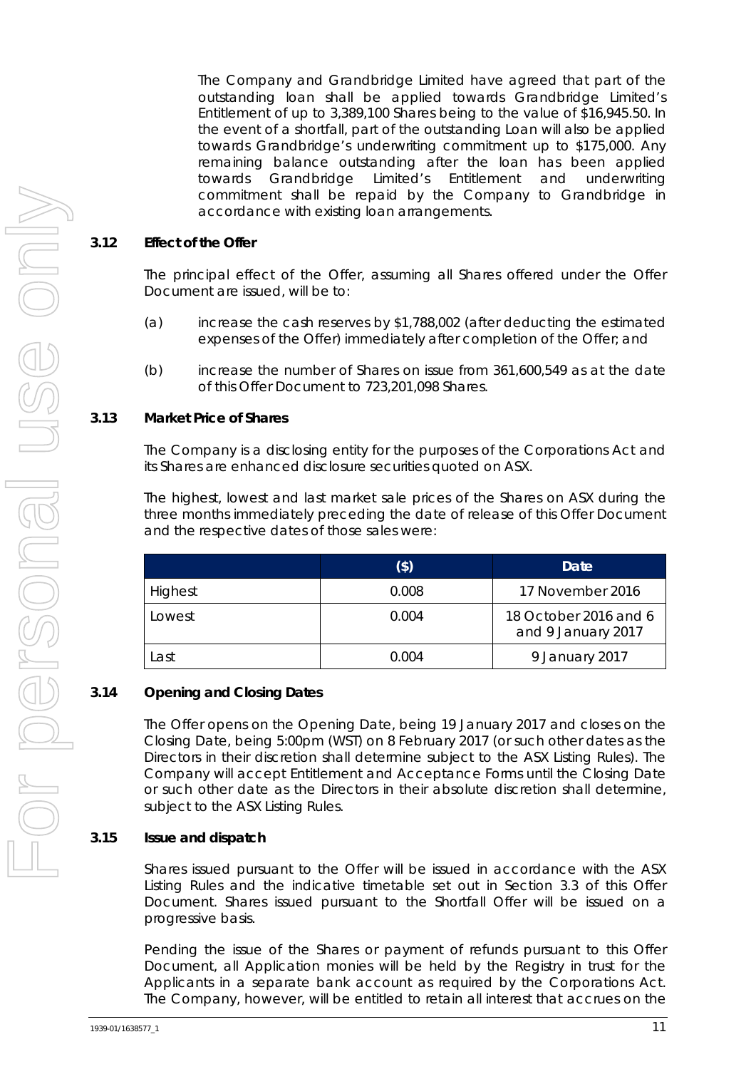The Company and Grandbridge Limited have agreed that part of the outstanding loan shall be applied towards Grandbridge Limited's Entitlement of up to 3,389,100 Shares being to the value of $16,945.50. In the event of a shortfall, part of the outstanding Loan will also be applied towards Grandbridge's underwriting commitment up to $175,000. Any remaining balance outstanding after the loan has been applied towards Grandbridge Limited's Entitlement and underwriting commitment shall be repaid by the Company to Grandbridge in accordance with existing loan arrangements.

### 3.12 Effect of the Offer

The principal effect of the Offer, assuming all Shares offered under the Offer Document are issued, will be to:

(a) increase the cash reserves by $1,788,002 (after deducting the estimated expenses of the Offer) immediately after completion of the Offer; and

(b) increase the number of Shares on issue from 361,600,549 as at the date of this Offer Document to 723,201,098 Shares.

### 3.13 Market Price of Shares

The Company is a disclosing entity for the purposes of the Corporations Act and its Shares are enhanced disclosure securities quoted on ASX.

The highest, lowest and last market sale prices of the Shares on ASX during the three months immediately preceding the date of release of this Offer Document and the respective dates of those sales were:

| | ($) | Date |
|---|---|---|
| Highest | 0.008 | 17 November 2016 |
| Lowest | 0.004 | 18 October 2016 and 6 and 9 January 2017 |
| Last | 0.004 | 9 January 2017 |

### 3.14 Opening and Closing Dates

The Offer opens on the Opening Date, being 19 January 2017 and closes on the Closing Date, being 5:00pm (WST) on 8 February 2017 (or such other dates as the Directors in their discretion shall determine subject to the ASX Listing Rules). The Company will accept Entitlement and Acceptance Forms until the Closing Date or such other date as the Directors in their absolute discretion shall determine, subject to the ASX Listing Rules.

### 3.15 Issue and dispatch

Shares issued pursuant to the Offer will be issued in accordance with the ASX Listing Rules and the indicative timetable set out in Section 3.3 of this Offer Document. Shares issued pursuant to the Shortfall Offer will be issued on a progressive basis.

Pending the issue of the Shares or payment of refunds pursuant to this Offer Document, all Application monies will be held by the Registry in trust for the Applicants in a separate bank account as required by the Corporations Act. The Company, however, will be entitled to retain all interest that accrues on the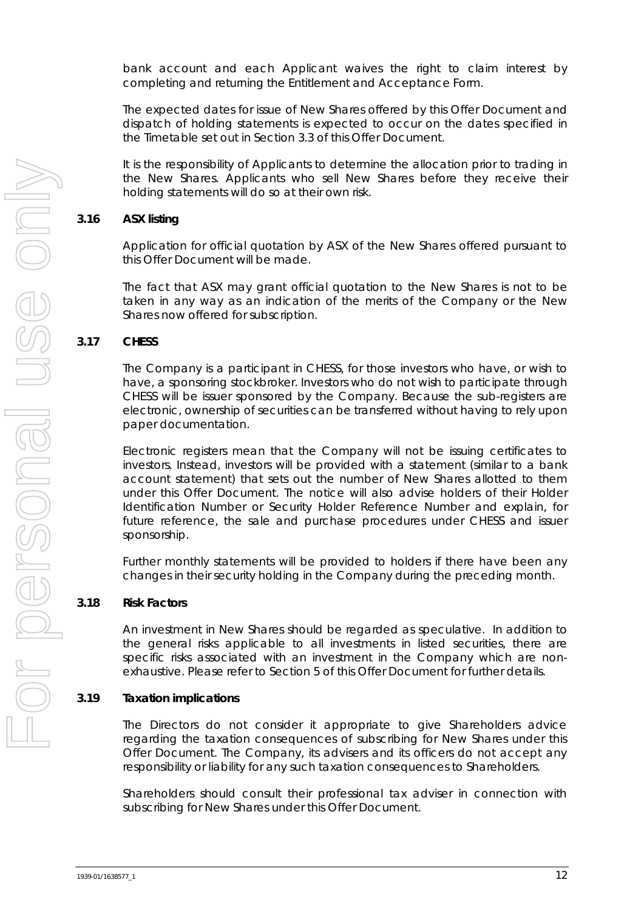bank account and each Applicant waives the right to claim interest by completing and returning the Entitlement and Acceptance Form.

The expected dates for issue of New Shares offered by this Offer Document and dispatch of holding statements is expected to occur on the dates specified in the Timetable set out in Section 3.3 of this Offer Document.

It is the responsibility of Applicants to determine the allocation prior to trading in the New Shares. Applicants who sell New Shares before they receive their holding statements will do so at their own risk.

### 3.16 ASX listing

Application for official quotation by ASX of the New Shares offered pursuant to this Offer Document will be made.

The fact that ASX may grant official quotation to the New Shares is not to be taken in any way as an indication of the merits of the Company or the New Shares now offered for subscription.

### 3.17 CHESS

The Company is a participant in CHESS, for those investors who have, or wish to have, a sponsoring stockbroker. Investors who do not wish to participate through CHESS will be issuer sponsored by the Company. Because the sub-registers are electronic, ownership of securities can be transferred without having to rely upon paper documentation.

Electronic registers mean that the Company will not be issuing certificates to investors. Instead, investors will be provided with a statement (similar to a bank account statement) that sets out the number of New Shares allotted to them under this Offer Document. The notice will also advise holders of their Holder Identification Number or Security Holder Reference Number and explain, for future reference, the sale and purchase procedures under CHESS and issuer sponsorship.

Further monthly statements will be provided to holders if there have been any changes in their security holding in the Company during the preceding month.

### 3.18 Risk Factors

An investment in New Shares should be regarded as speculative. In addition to the general risks applicable to all investments in listed securities, there are specific risks associated with an investment in the Company which are non-exhaustive. Please refer to Section 5 of this Offer Document for further details.

### 3.19 Taxation implications

The Directors do not consider it appropriate to give Shareholders advice regarding the taxation consequences of subscribing for New Shares under this Offer Document. The Company, its advisers and its officers do not accept any responsibility or liability for any such taxation consequences to Shareholders.

Shareholders should consult their professional tax adviser in connection with subscribing for New Shares under this Offer Document.

1939-01/1638577_1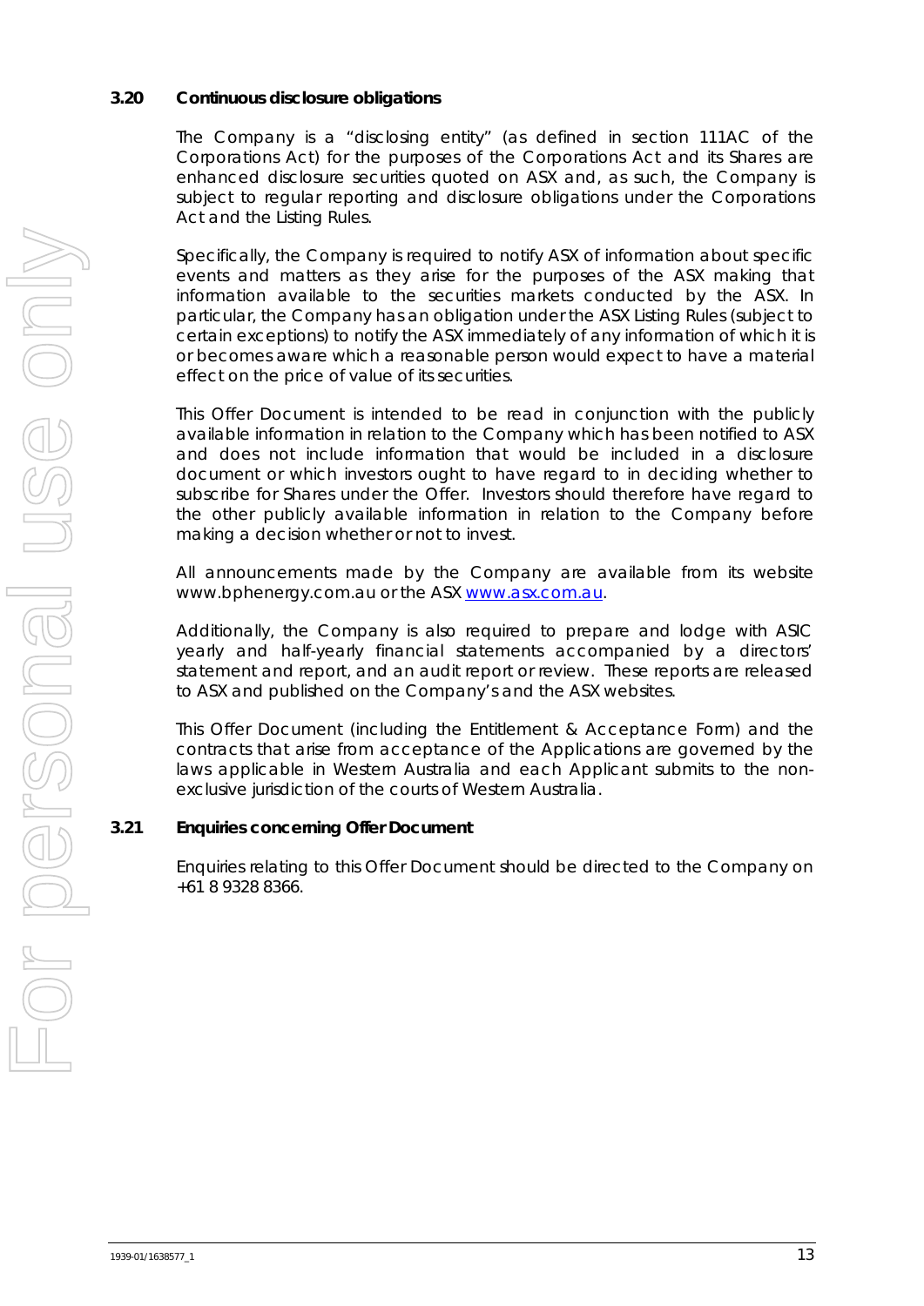### 3.20 Continuous disclosure obligations

The Company is a "disclosing entity" (as defined in section 111AC of the Corporations Act) for the purposes of the Corporations Act and its Shares are enhanced disclosure securities quoted on ASX and, as such, the Company is subject to regular reporting and disclosure obligations under the Corporations Act and the Listing Rules.

Specifically, the Company is required to notify ASX of information about specific events and matters as they arise for the purposes of the ASX making that information available to the securities markets conducted by the ASX. In particular, the Company has an obligation under the ASX Listing Rules (subject to certain exceptions) to notify the ASX immediately of any information of which it is or becomes aware which a reasonable person would expect to have a material effect on the price of value of its securities.

This Offer Document is intended to be read in conjunction with the publicly available information in relation to the Company which has been notified to ASX and does not include information that would be included in a disclosure document or which investors ought to have regard to in deciding whether to subscribe for Shares under the Offer. Investors should therefore have regard to the other publicly available information in relation to the Company before making a decision whether or not to invest.

All announcements made by the Company are available from its website www.bphenergy.com.au or the ASX www.asx.com.au.

Additionally, the Company is also required to prepare and lodge with ASIC yearly and half-yearly financial statements accompanied by a directors' statement and report, and an audit report or review. These reports are released to ASX and published on the Company's and the ASX websites.

This Offer Document (including the Entitlement & Acceptance Form) and the contracts that arise from acceptance of the Applications are governed by the laws applicable in Western Australia and each Applicant submits to the non-exclusive jurisdiction of the courts of Western Australia.

### 3.21 Enquiries concerning Offer Document

Enquiries relating to this Offer Document should be directed to the Company on +61 8 9328 8366.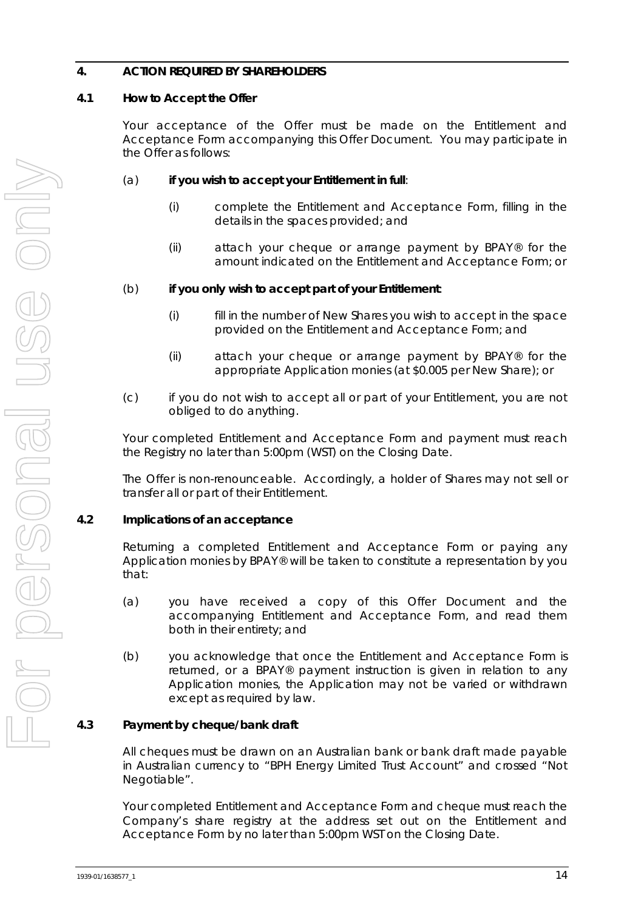## 4. ACTION REQUIRED BY SHAREHOLDERS

### 4.1 How to Accept the Offer

Your acceptance of the Offer must be made on the Entitlement and Acceptance Form accompanying this Offer Document. You may participate in the Offer as follows:

(a) **if you wish to accept your Entitlement in full**:

(i) complete the Entitlement and Acceptance Form, filling in the details in the spaces provided; and

(ii) attach your cheque or arrange payment by BPAY® for the amount indicated on the Entitlement and Acceptance Form; or

(b) **if you only wish to accept part of your Entitlement**:

(i) fill in the number of New Shares you wish to accept in the space provided on the Entitlement and Acceptance Form; and

(ii) attach your cheque or arrange payment by BPAY® for the appropriate Application monies (at $0.005 per New Share); or

(c) if you do not wish to accept all or part of your Entitlement, you are not obliged to do anything.

Your completed Entitlement and Acceptance Form and payment must reach the Registry no later than 5:00pm (WST) on the Closing Date.

The Offer is non-renounceable. Accordingly, a holder of Shares may not sell or transfer all or part of their Entitlement.

### 4.2 Implications of an acceptance

Returning a completed Entitlement and Acceptance Form or paying any Application monies by BPAY® will be taken to constitute a representation by you that:

(a) you have received a copy of this Offer Document and the accompanying Entitlement and Acceptance Form, and read them both in their entirety; and

(b) you acknowledge that once the Entitlement and Acceptance Form is returned, or a BPAY® payment instruction is given in relation to any Application monies, the Application may not be varied or withdrawn except as required by law.

### 4.3 Payment by cheque/bank draft

All cheques must be drawn on an Australian bank or bank draft made payable in Australian currency to "BPH Energy Limited Trust Account" and crossed "Not Negotiable".

Your completed Entitlement and Acceptance Form and cheque must reach the Company's share registry at the address set out on the Entitlement and Acceptance Form by no later than 5:00pm WST on the Closing Date.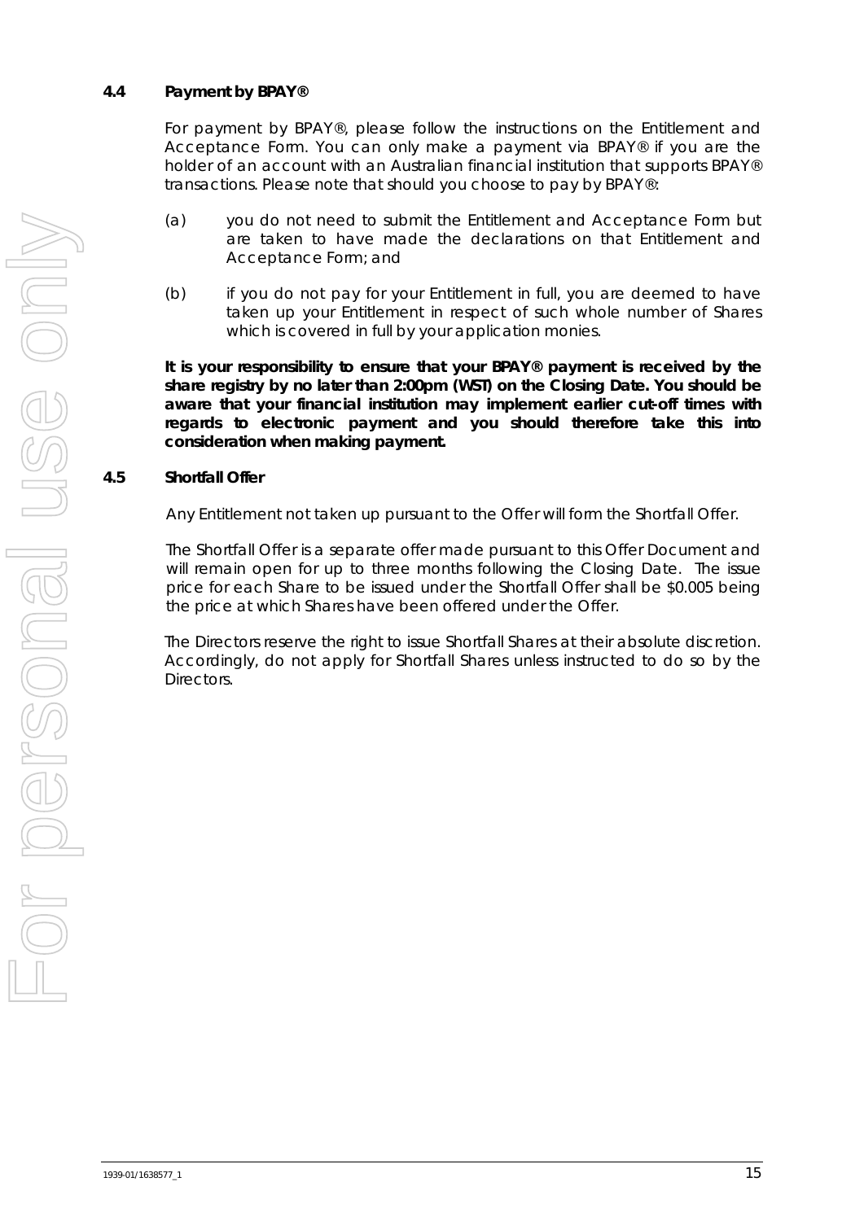### 4.4 Payment by BPAY®

For payment by BPAY®, please follow the instructions on the Entitlement and Acceptance Form. You can only make a payment via BPAY® if you are the holder of an account with an Australian financial institution that supports BPAY® transactions. Please note that should you choose to pay by BPAY®:

(a) you do not need to submit the Entitlement and Acceptance Form but are taken to have made the declarations on that Entitlement and Acceptance Form; and

(b) if you do not pay for your Entitlement in full, you are deemed to have taken up your Entitlement in respect of such whole number of Shares which is covered in full by your application monies.

**It is your responsibility to ensure that your BPAY® payment is received by the share registry by no later than 2:00pm (WST) on the Closing Date. You should be aware that your financial institution may implement earlier cut-off times with regards to electronic payment and you should therefore take this into consideration when making payment.**

### 4.5 Shortfall Offer

Any Entitlement not taken up pursuant to the Offer will form the Shortfall Offer.

The Shortfall Offer is a separate offer made pursuant to this Offer Document and will remain open for up to three months following the Closing Date. The issue price for each Share to be issued under the Shortfall Offer shall be $0.005 being the price at which Shares have been offered under the Offer.

The Directors reserve the right to issue Shortfall Shares at their absolute discretion. Accordingly, do not apply for Shortfall Shares unless instructed to do so by the Directors.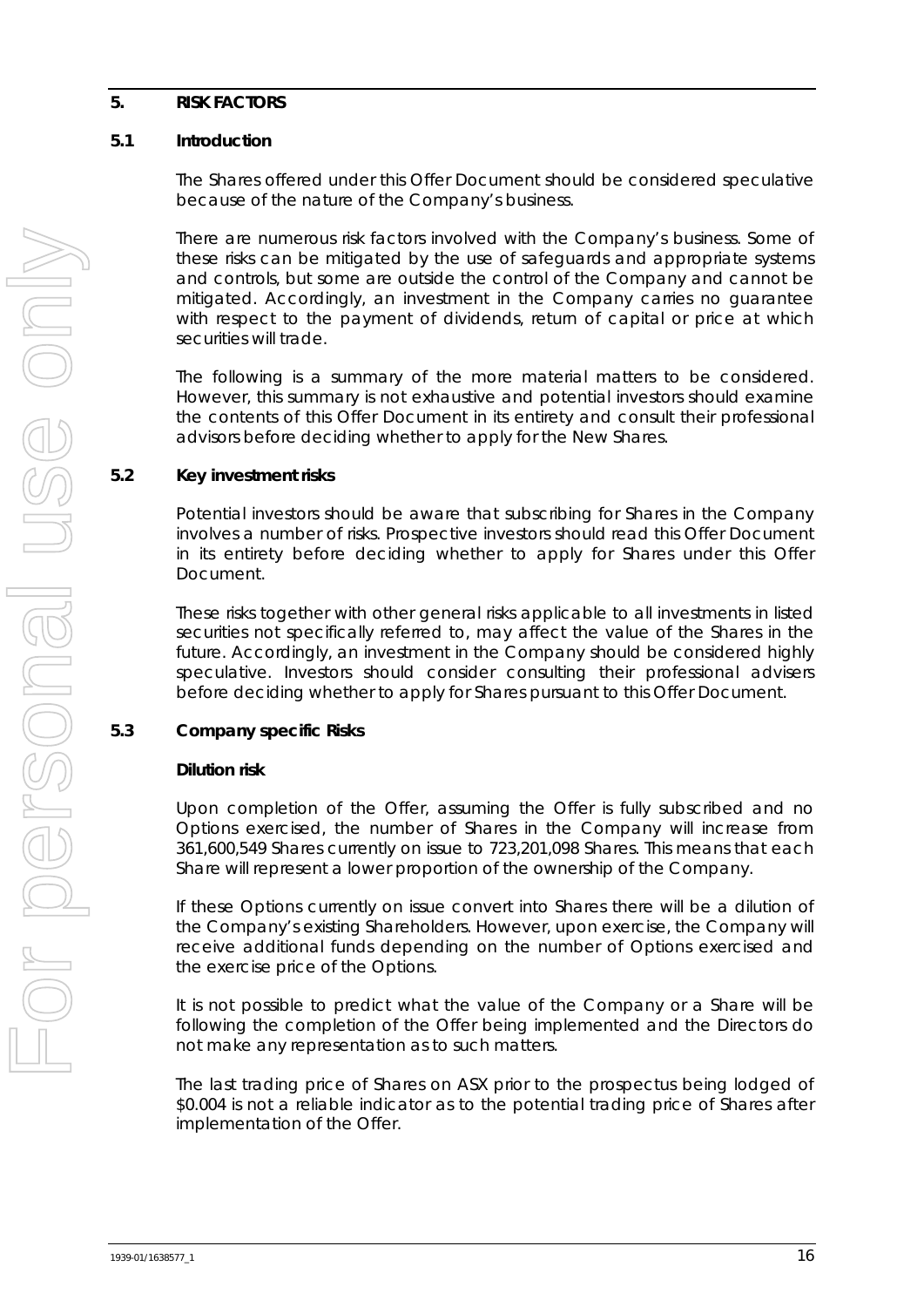## 5. RISK FACTORS

### 5.1 Introduction

The Shares offered under this Offer Document should be considered speculative because of the nature of the Company's business.

There are numerous risk factors involved with the Company's business. Some of these risks can be mitigated by the use of safeguards and appropriate systems and controls, but some are outside the control of the Company and cannot be mitigated. Accordingly, an investment in the Company carries no guarantee with respect to the payment of dividends, return of capital or price at which securities will trade.

The following is a summary of the more material matters to be considered. However, this summary is not exhaustive and potential investors should examine the contents of this Offer Document in its entirety and consult their professional advisors before deciding whether to apply for the New Shares.

### 5.2 Key investment risks

Potential investors should be aware that subscribing for Shares in the Company involves a number of risks. Prospective investors should read this Offer Document in its entirety before deciding whether to apply for Shares under this Offer Document.

These risks together with other general risks applicable to all investments in listed securities not specifically referred to, may affect the value of the Shares in the future. Accordingly, an investment in the Company should be considered highly speculative. Investors should consider consulting their professional advisers before deciding whether to apply for Shares pursuant to this Offer Document.

### 5.3 Company specific Risks

**Dilution risk**

Upon completion of the Offer, assuming the Offer is fully subscribed and no Options exercised, the number of Shares in the Company will increase from 361,600,549 Shares currently on issue to 723,201,098 Shares. This means that each Share will represent a lower proportion of the ownership of the Company.

If these Options currently on issue convert into Shares there will be a dilution of the Company's existing Shareholders. However, upon exercise, the Company will receive additional funds depending on the number of Options exercised and the exercise price of the Options.

It is not possible to predict what the value of the Company or a Share will be following the completion of the Offer being implemented and the Directors do not make any representation as to such matters.

The last trading price of Shares on ASX prior to the prospectus being lodged of $0.004 is not a reliable indicator as to the potential trading price of Shares after implementation of the Offer.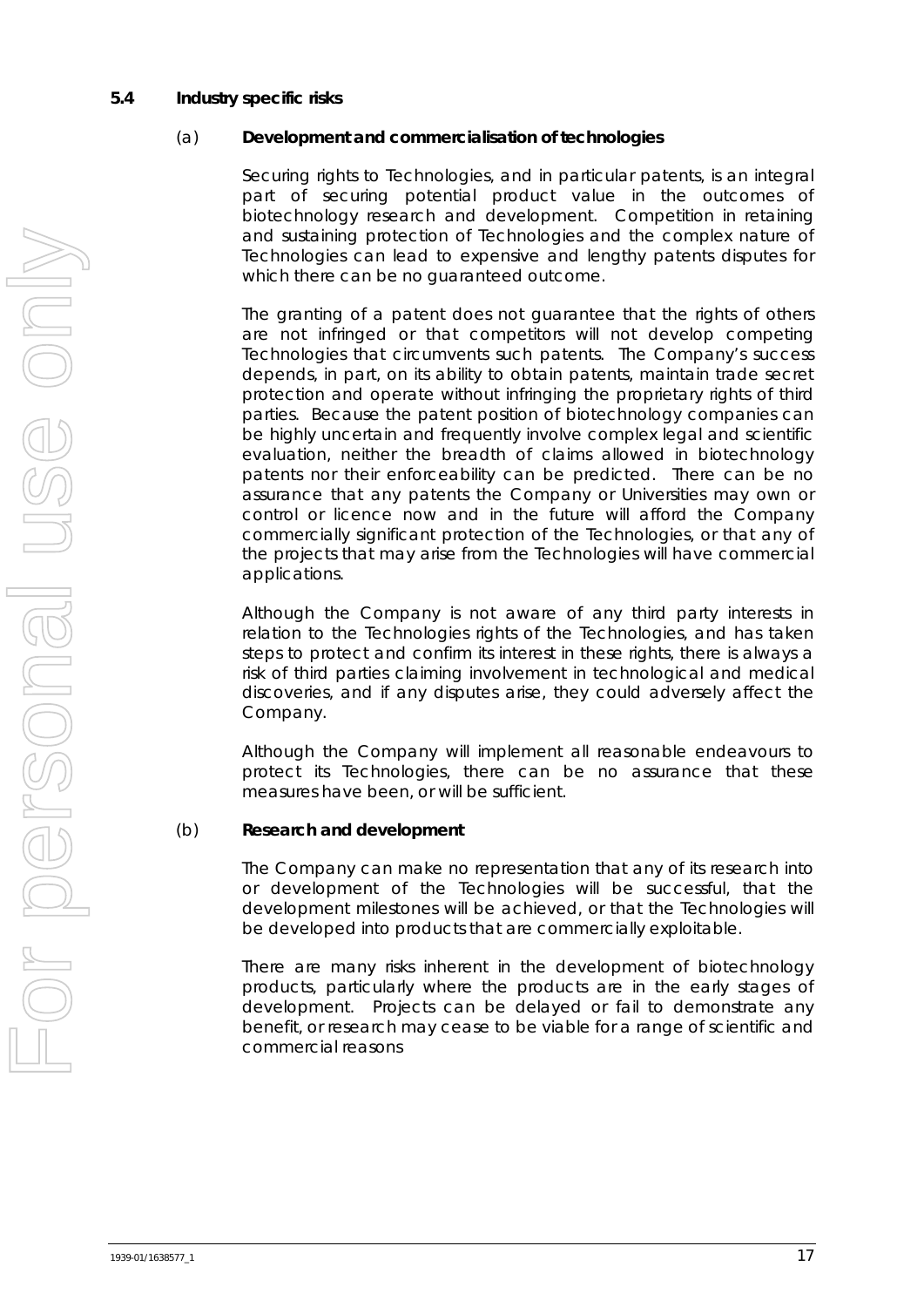### 5.4 Industry specific risks

#### (a) Development and commercialisation of technologies

Securing rights to Technologies, and in particular patents, is an integral part of securing potential product value in the outcomes of biotechnology research and development. Competition in retaining and sustaining protection of Technologies and the complex nature of Technologies can lead to expensive and lengthy patents disputes for which there can be no guaranteed outcome.

The granting of a patent does not guarantee that the rights of others are not infringed or that competitors will not develop competing Technologies that circumvents such patents. The Company's success depends, in part, on its ability to obtain patents, maintain trade secret protection and operate without infringing the proprietary rights of third parties. Because the patent position of biotechnology companies can be highly uncertain and frequently involve complex legal and scientific evaluation, neither the breadth of claims allowed in biotechnology patents nor their enforceability can be predicted. There can be no assurance that any patents the Company or Universities may own or control or licence now and in the future will afford the Company commercially significant protection of the Technologies, or that any of the projects that may arise from the Technologies will have commercial applications.

Although the Company is not aware of any third party interests in relation to the Technologies rights of the Technologies, and has taken steps to protect and confirm its interest in these rights, there is always a risk of third parties claiming involvement in technological and medical discoveries, and if any disputes arise, they could adversely affect the Company.

Although the Company will implement all reasonable endeavours to protect its Technologies, there can be no assurance that these measures have been, or will be sufficient.

#### (b) Research and development

The Company can make no representation that any of its research into or development of the Technologies will be successful, that the development milestones will be achieved, or that the Technologies will be developed into products that are commercially exploitable.

There are many risks inherent in the development of biotechnology products, particularly where the products are in the early stages of development. Projects can be delayed or fail to demonstrate any benefit, or research may cease to be viable for a range of scientific and commercial reasons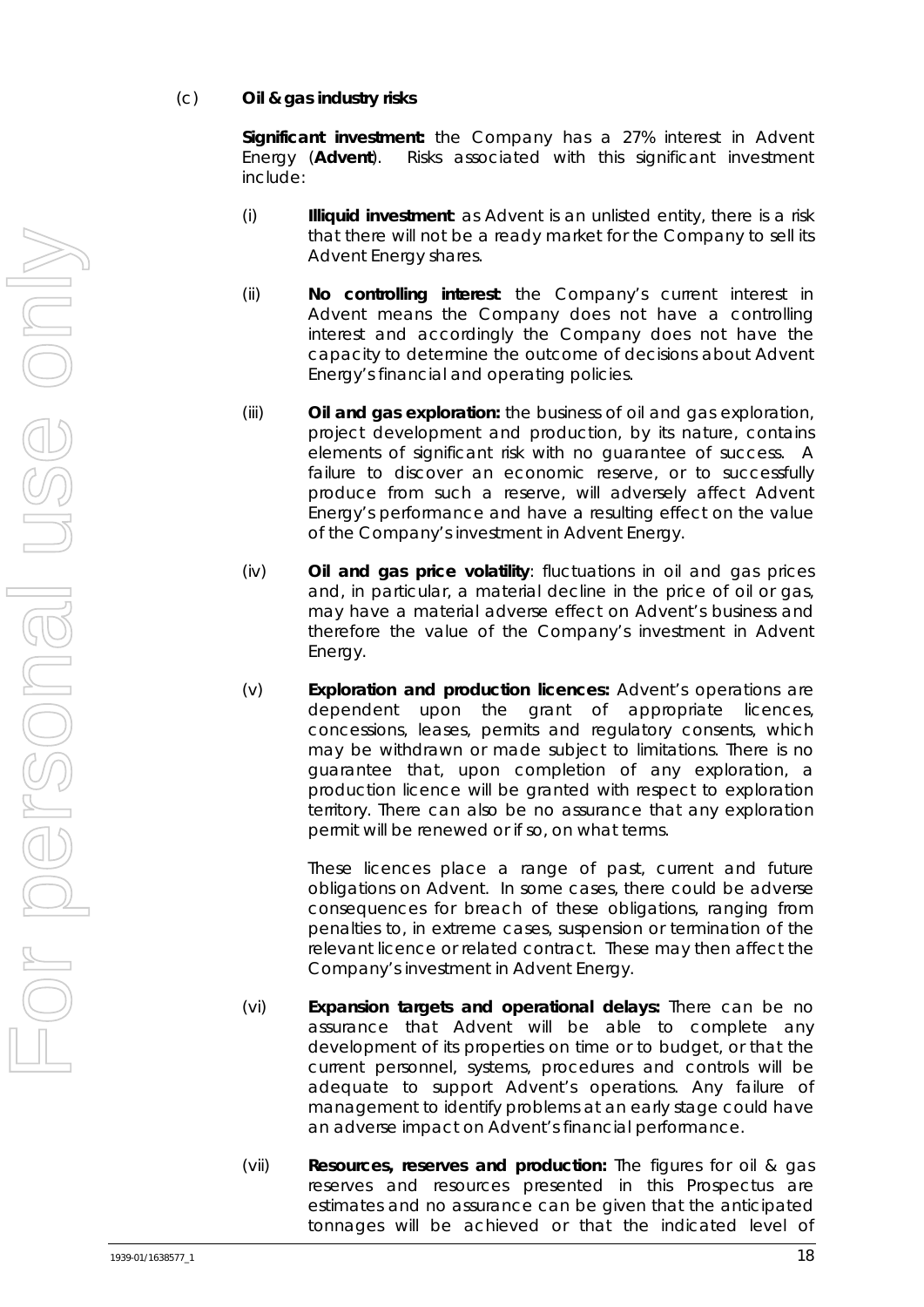(c) **Oil & gas industry risks**

**Significant investment:** the Company has a 27% interest in Advent Energy (**Advent**). Risks associated with this significant investment include:

(i) **Illiquid investment**: as Advent is an unlisted entity, there is a risk that there will not be a ready market for the Company to sell its Advent Energy shares.

(ii) **No controlling interest**: the Company's current interest in Advent means the Company does not have a controlling interest and accordingly the Company does not have the capacity to determine the outcome of decisions about Advent Energy's financial and operating policies.

(iii) **Oil and gas exploration:** the business of oil and gas exploration, project development and production, by its nature, contains elements of significant risk with no guarantee of success. A failure to discover an economic reserve, or to successfully produce from such a reserve, will adversely affect Advent Energy's performance and have a resulting effect on the value of the Company's investment in Advent Energy.

(iv) **Oil and gas price volatility**: fluctuations in oil and gas prices and, in particular, a material decline in the price of oil or gas, may have a material adverse effect on Advent's business and therefore the value of the Company's investment in Advent Energy.

(v) **Exploration and production licences:** Advent's operations are dependent upon the grant of appropriate licences, concessions, leases, permits and regulatory consents, which may be withdrawn or made subject to limitations. There is no guarantee that, upon completion of any exploration, a production licence will be granted with respect to exploration territory. There can also be no assurance that any exploration permit will be renewed or if so, on what terms.

These licences place a range of past, current and future obligations on Advent. In some cases, there could be adverse consequences for breach of these obligations, ranging from penalties to, in extreme cases, suspension or termination of the relevant licence or related contract. These may then affect the Company's investment in Advent Energy.

(vi) **Expansion targets and operational delays:** There can be no assurance that Advent will be able to complete any development of its properties on time or to budget, or that the current personnel, systems, procedures and controls will be adequate to support Advent's operations. Any failure of management to identify problems at an early stage could have an adverse impact on Advent's financial performance.

(vii) **Resources, reserves and production:** The figures for oil & gas reserves and resources presented in this Prospectus are estimates and no assurance can be given that the anticipated tonnages will be achieved or that the indicated level of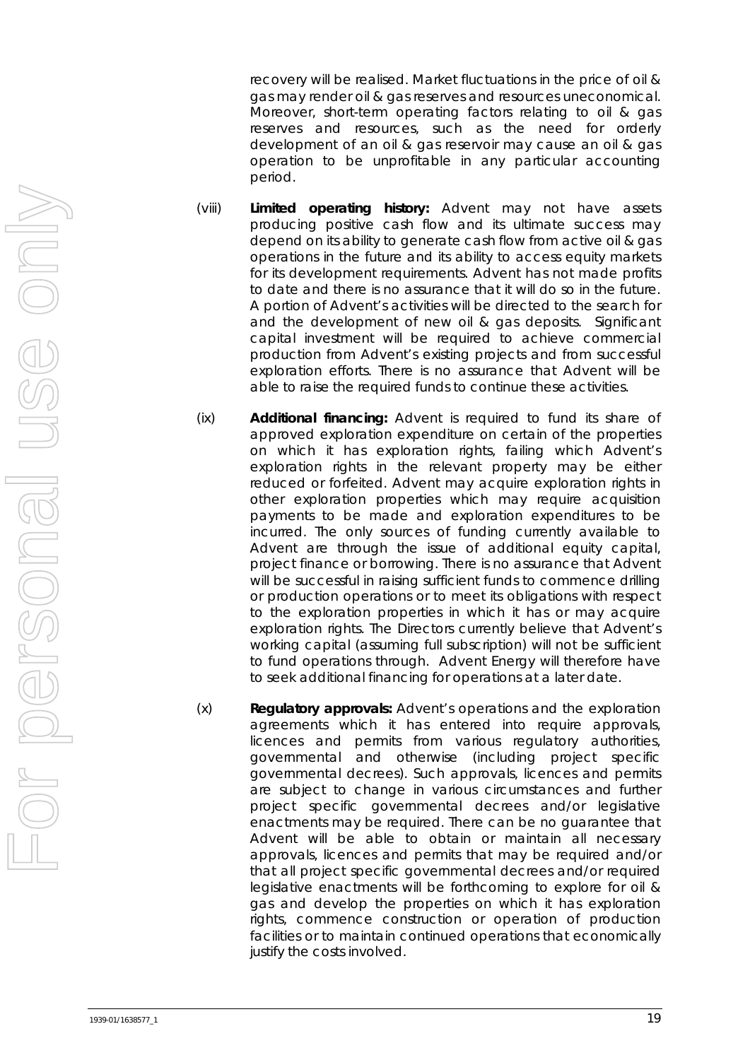recovery will be realised. Market fluctuations in the price of oil & gas may render oil & gas reserves and resources uneconomical. Moreover, short-term operating factors relating to oil & gas reserves and resources, such as the need for orderly development of an oil & gas reservoir may cause an oil & gas operation to be unprofitable in any particular accounting period.

(viii) **Limited operating history:** Advent may not have assets producing positive cash flow and its ultimate success may depend on its ability to generate cash flow from active oil & gas operations in the future and its ability to access equity markets for its development requirements. Advent has not made profits to date and there is no assurance that it will do so in the future. A portion of Advent's activities will be directed to the search for and the development of new oil & gas deposits. Significant capital investment will be required to achieve commercial production from Advent's existing projects and from successful exploration efforts. There is no assurance that Advent will be able to raise the required funds to continue these activities.

(ix) **Additional financing:** Advent is required to fund its share of approved exploration expenditure on certain of the properties on which it has exploration rights, failing which Advent's exploration rights in the relevant property may be either reduced or forfeited. Advent may acquire exploration rights in other exploration properties which may require acquisition payments to be made and exploration expenditures to be incurred. The only sources of funding currently available to Advent are through the issue of additional equity capital, project finance or borrowing. There is no assurance that Advent will be successful in raising sufficient funds to commence drilling or production operations or to meet its obligations with respect to the exploration properties in which it has or may acquire exploration rights. The Directors currently believe that Advent's working capital (assuming full subscription) will not be sufficient to fund operations through. Advent Energy will therefore have to seek additional financing for operations at a later date.

(x) **Regulatory approvals:** Advent's operations and the exploration agreements which it has entered into require approvals, licences and permits from various regulatory authorities, governmental and otherwise (including project specific governmental decrees). Such approvals, licences and permits are subject to change in various circumstances and further project specific governmental decrees and/or legislative enactments may be required. There can be no guarantee that Advent will be able to obtain or maintain all necessary approvals, licences and permits that may be required and/or that all project specific governmental decrees and/or required legislative enactments will be forthcoming to explore for oil & gas and develop the properties on which it has exploration rights, commence construction or operation of production facilities or to maintain continued operations that economically justify the costs involved.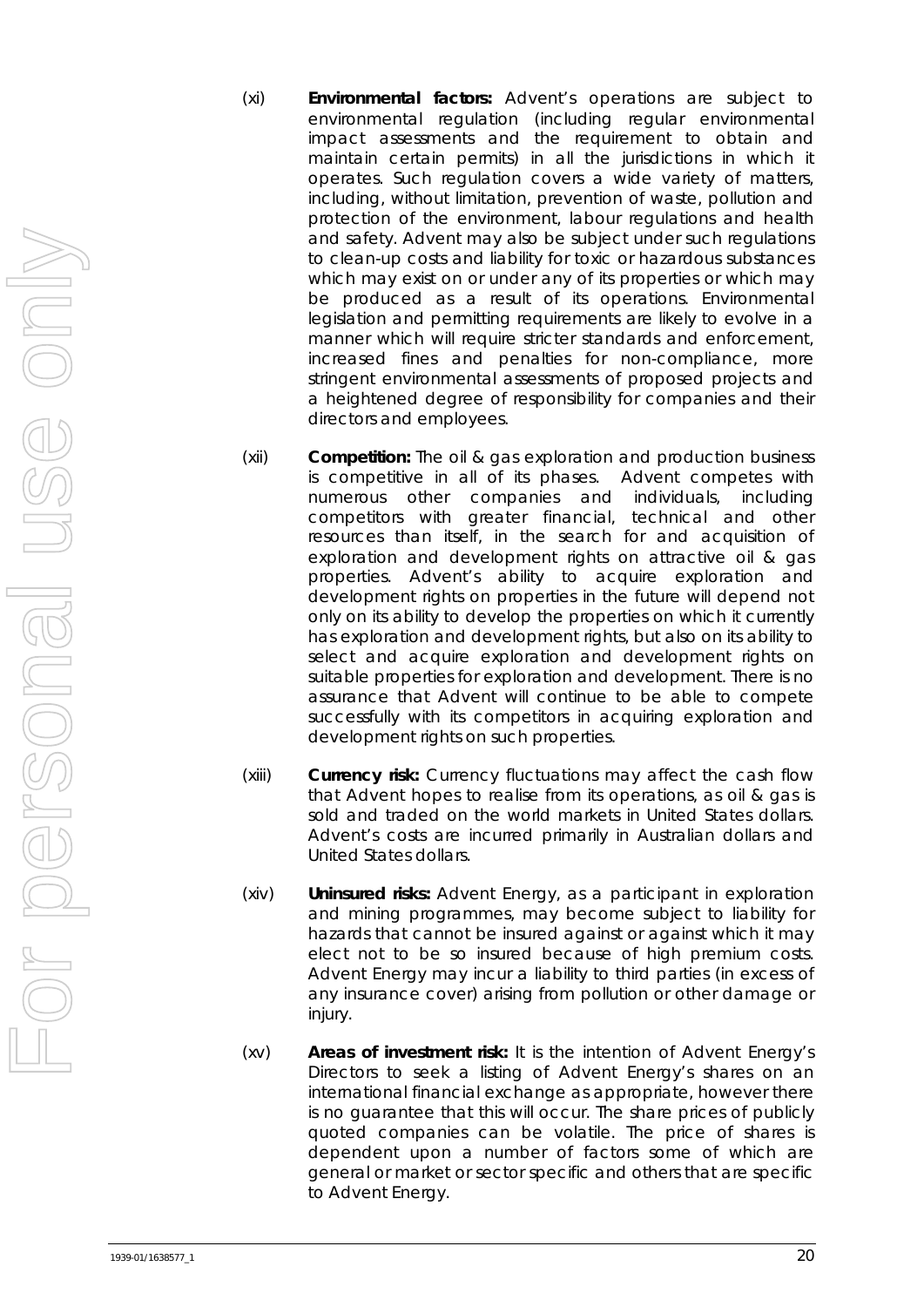(xi) **Environmental factors:** Advent's operations are subject to environmental regulation (including regular environmental impact assessments and the requirement to obtain and maintain certain permits) in all the jurisdictions in which it operates. Such regulation covers a wide variety of matters, including, without limitation, prevention of waste, pollution and protection of the environment, labour regulations and health and safety. Advent may also be subject under such regulations to clean-up costs and liability for toxic or hazardous substances which may exist on or under any of its properties or which may be produced as a result of its operations. Environmental legislation and permitting requirements are likely to evolve in a manner which will require stricter standards and enforcement, increased fines and penalties for non-compliance, more stringent environmental assessments of proposed projects and a heightened degree of responsibility for companies and their directors and employees.

(xii) **Competition:** The oil & gas exploration and production business is competitive in all of its phases. Advent competes with numerous other companies and individuals, including competitors with greater financial, technical and other resources than itself, in the search for and acquisition of exploration and development rights on attractive oil & gas properties. Advent's ability to acquire exploration and development rights on properties in the future will depend not only on its ability to develop the properties on which it currently has exploration and development rights, but also on its ability to select and acquire exploration and development rights on suitable properties for exploration and development. There is no assurance that Advent will continue to be able to compete successfully with its competitors in acquiring exploration and development rights on such properties.

(xiii) **Currency risk:** Currency fluctuations may affect the cash flow that Advent hopes to realise from its operations, as oil & gas is sold and traded on the world markets in United States dollars. Advent's costs are incurred primarily in Australian dollars and United States dollars.

(xiv) **Uninsured risks:** Advent Energy, as a participant in exploration and mining programmes, may become subject to liability for hazards that cannot be insured against or against which it may elect not to be so insured because of high premium costs. Advent Energy may incur a liability to third parties (in excess of any insurance cover) arising from pollution or other damage or injury.

(xv) **Areas of investment risk:** It is the intention of Advent Energy's Directors to seek a listing of Advent Energy's shares on an international financial exchange as appropriate, however there is no guarantee that this will occur. The share prices of publicly quoted companies can be volatile. The price of shares is dependent upon a number of factors some of which are general or market or sector specific and others that are specific to Advent Energy.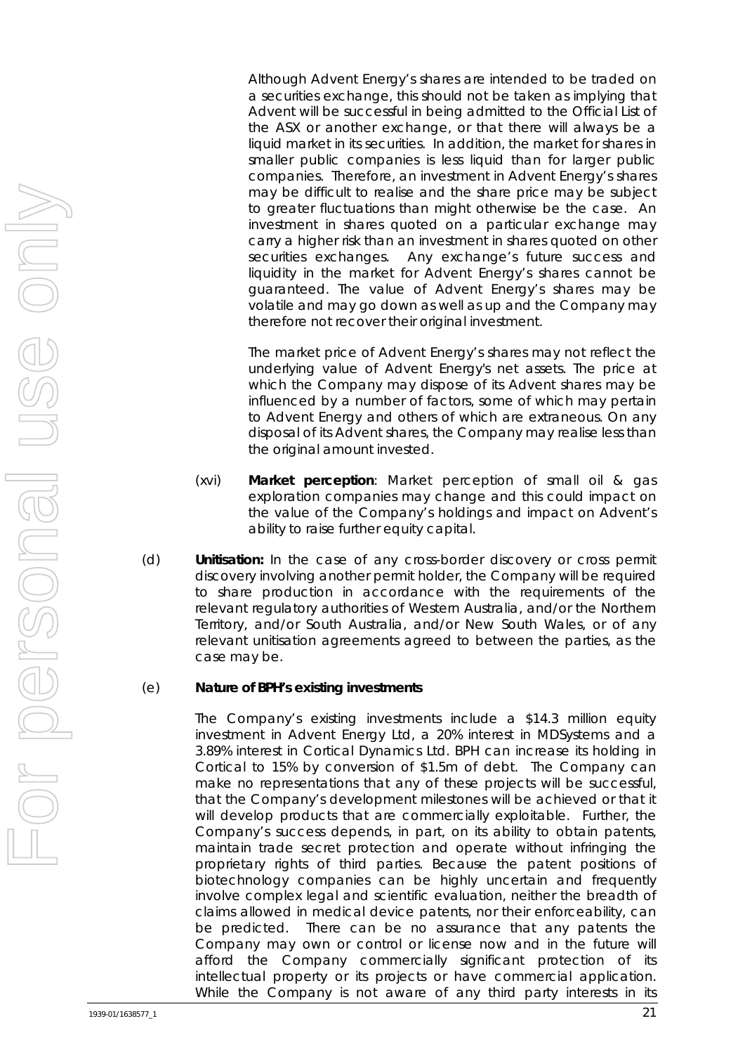Although Advent Energy's shares are intended to be traded on a securities exchange, this should not be taken as implying that Advent will be successful in being admitted to the Official List of the ASX or another exchange, or that there will always be a liquid market in its securities. In addition, the market for shares in smaller public companies is less liquid than for larger public companies. Therefore, an investment in Advent Energy's shares may be difficult to realise and the share price may be subject to greater fluctuations than might otherwise be the case. An investment in shares quoted on a particular exchange may carry a higher risk than an investment in shares quoted on other securities exchanges. Any exchange's future success and liquidity in the market for Advent Energy's shares cannot be guaranteed. The value of Advent Energy's shares may be volatile and may go down as well as up and the Company may therefore not recover their original investment.

The market price of Advent Energy's shares may not reflect the underlying value of Advent Energy's net assets. The price at which the Company may dispose of its Advent shares may be influenced by a number of factors, some of which may pertain to Advent Energy and others of which are extraneous. On any disposal of its Advent shares, the Company may realise less than the original amount invested.

(xvi) **Market perception**: Market perception of small oil & gas exploration companies may change and this could impact on the value of the Company's holdings and impact on Advent's ability to raise further equity capital.

(d) **Unitisation:** In the case of any cross-border discovery or cross permit discovery involving another permit holder, the Company will be required to share production in accordance with the requirements of the relevant regulatory authorities of Western Australia, and/or the Northern Territory, and/or South Australia, and/or New South Wales, or of any relevant unitisation agreements agreed to between the parties, as the case may be.

(e) **Nature of BPH's existing investments**

The Company's existing investments include a $14.3 million equity investment in Advent Energy Ltd, a 20% interest in MDSystems and a 3.89% interest in Cortical Dynamics Ltd. BPH can increase its holding in Cortical to 15% by conversion of $1.5m of debt. The Company can make no representations that any of these projects will be successful, that the Company's development milestones will be achieved or that it will develop products that are commercially exploitable. Further, the Company's success depends, in part, on its ability to obtain patents, maintain trade secret protection and operate without infringing the proprietary rights of third parties. Because the patent positions of biotechnology companies can be highly uncertain and frequently involve complex legal and scientific evaluation, neither the breadth of claims allowed in medical device patents, nor their enforceability, can be predicted. There can be no assurance that any patents the Company may own or control or license now and in the future will afford the Company commercially significant protection of its intellectual property or its projects or have commercial application. While the Company is not aware of any third party interests in its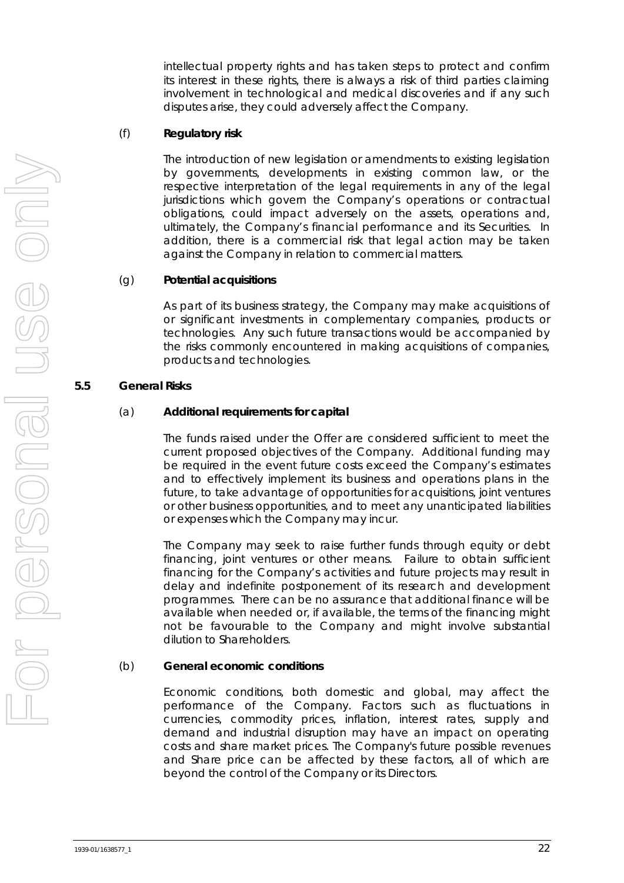intellectual property rights and has taken steps to protect and confirm its interest in these rights, there is always a risk of third parties claiming involvement in technological and medical discoveries and if any such disputes arise, they could adversely affect the Company.

(f) **Regulatory risk**

The introduction of new legislation or amendments to existing legislation by governments, developments in existing common law, or the respective interpretation of the legal requirements in any of the legal jurisdictions which govern the Company's operations or contractual obligations, could impact adversely on the assets, operations and, ultimately, the Company's financial performance and its Securities. In addition, there is a commercial risk that legal action may be taken against the Company in relation to commercial matters.

(g) **Potential acquisitions**

As part of its business strategy, the Company may make acquisitions of or significant investments in complementary companies, products or technologies. Any such future transactions would be accompanied by the risks commonly encountered in making acquisitions of companies, products and technologies.

## 5.5 General Risks

(a) **Additional requirements for capital**

The funds raised under the Offer are considered sufficient to meet the current proposed objectives of the Company. Additional funding may be required in the event future costs exceed the Company's estimates and to effectively implement its business and operations plans in the future, to take advantage of opportunities for acquisitions, joint ventures or other business opportunities, and to meet any unanticipated liabilities or expenses which the Company may incur.

The Company may seek to raise further funds through equity or debt financing, joint ventures or other means. Failure to obtain sufficient financing for the Company's activities and future projects may result in delay and indefinite postponement of its research and development programmes. There can be no assurance that additional finance will be available when needed or, if available, the terms of the financing might not be favourable to the Company and might involve substantial dilution to Shareholders.

(b) **General economic conditions**

Economic conditions, both domestic and global, may affect the performance of the Company. Factors such as fluctuations in currencies, commodity prices, inflation, interest rates, supply and demand and industrial disruption may have an impact on operating costs and share market prices. The Company's future possible revenues and Share price can be affected by these factors, all of which are beyond the control of the Company or its Directors.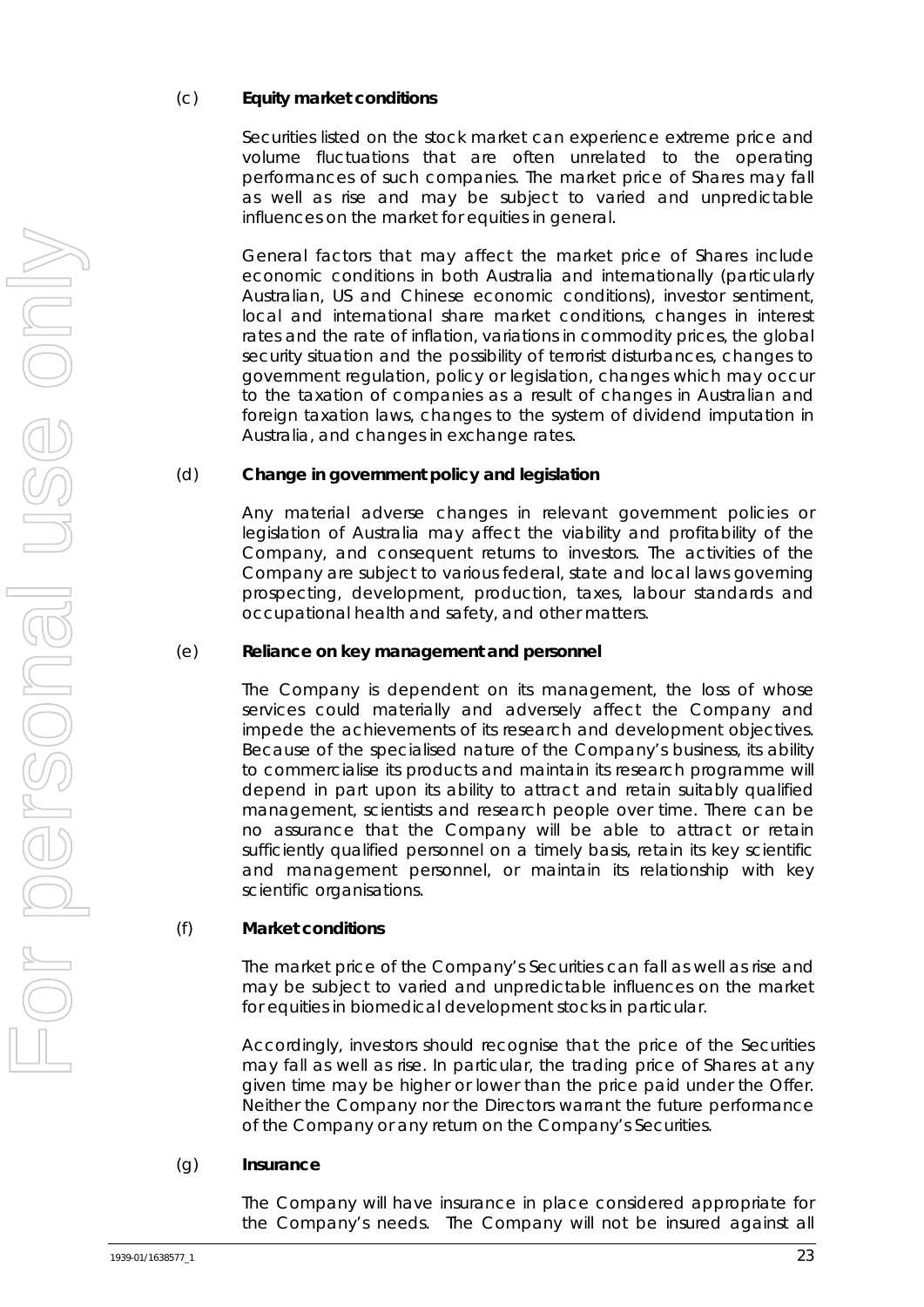(c) **Equity market conditions**

Securities listed on the stock market can experience extreme price and volume fluctuations that are often unrelated to the operating performances of such companies. The market price of Shares may fall as well as rise and may be subject to varied and unpredictable influences on the market for equities in general.

General factors that may affect the market price of Shares include economic conditions in both Australia and internationally (particularly Australian, US and Chinese economic conditions), investor sentiment, local and international share market conditions, changes in interest rates and the rate of inflation, variations in commodity prices, the global security situation and the possibility of terrorist disturbances, changes to government regulation, policy or legislation, changes which may occur to the taxation of companies as a result of changes in Australian and foreign taxation laws, changes to the system of dividend imputation in Australia, and changes in exchange rates.

(d) **Change in government policy and legislation**

Any material adverse changes in relevant government policies or legislation of Australia may affect the viability and profitability of the Company, and consequent returns to investors. The activities of the Company are subject to various federal, state and local laws governing prospecting, development, production, taxes, labour standards and occupational health and safety, and other matters.

(e) **Reliance on key management and personnel**

The Company is dependent on its management, the loss of whose services could materially and adversely affect the Company and impede the achievements of its research and development objectives. Because of the specialised nature of the Company's business, its ability to commercialise its products and maintain its research programme will depend in part upon its ability to attract and retain suitably qualified management, scientists and research people over time. There can be no assurance that the Company will be able to attract or retain sufficiently qualified personnel on a timely basis, retain its key scientific and management personnel, or maintain its relationship with key scientific organisations.

(f) **Market conditions**

The market price of the Company's Securities can fall as well as rise and may be subject to varied and unpredictable influences on the market for equities in biomedical development stocks in particular.

Accordingly, investors should recognise that the price of the Securities may fall as well as rise. In particular, the trading price of Shares at any given time may be higher or lower than the price paid under the Offer. Neither the Company nor the Directors warrant the future performance of the Company or any return on the Company's Securities.

(g) **Insurance**

The Company will have insurance in place considered appropriate for the Company's needs. The Company will not be insured against all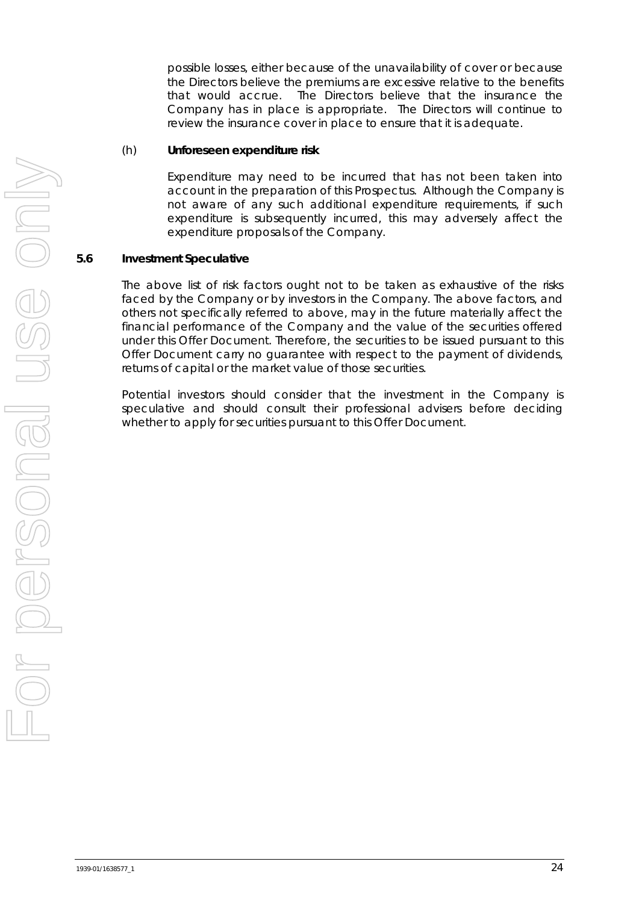possible losses, either because of the unavailability of cover or because the Directors believe the premiums are excessive relative to the benefits that would accrue. The Directors believe that the insurance the Company has in place is appropriate. The Directors will continue to review the insurance cover in place to ensure that it is adequate.

(h) **Unforeseen expenditure risk**

Expenditure may need to be incurred that has not been taken into account in the preparation of this Prospectus. Although the Company is not aware of any such additional expenditure requirements, if such expenditure is subsequently incurred, this may adversely affect the expenditure proposals of the Company.

## 5.6 Investment Speculative

The above list of risk factors ought not to be taken as exhaustive of the risks faced by the Company or by investors in the Company. The above factors, and others not specifically referred to above, may in the future materially affect the financial performance of the Company and the value of the securities offered under this Offer Document. Therefore, the securities to be issued pursuant to this Offer Document carry no guarantee with respect to the payment of dividends, returns of capital or the market value of those securities.

Potential investors should consider that the investment in the Company is speculative and should consult their professional advisers before deciding whether to apply for securities pursuant to this Offer Document.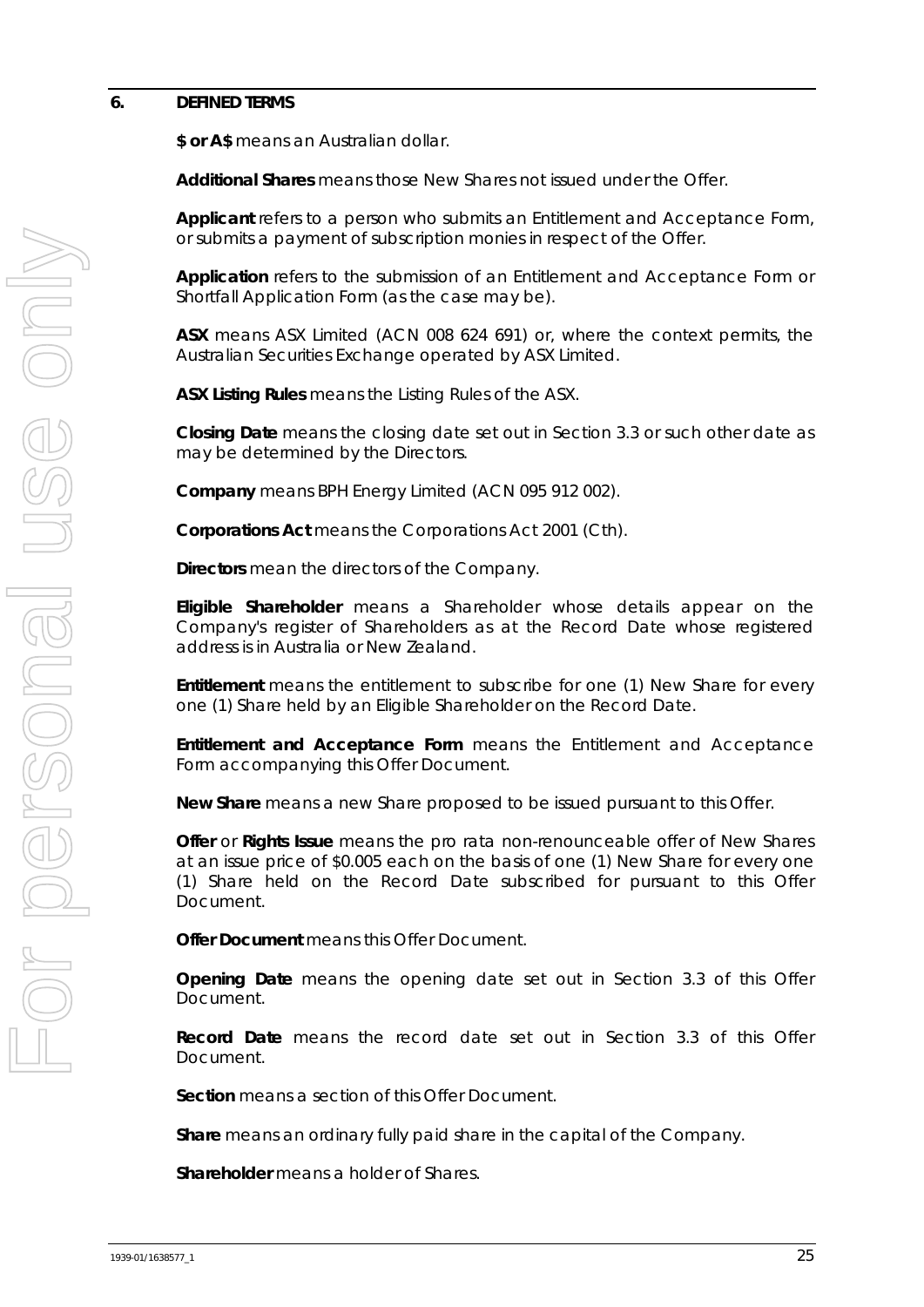## 6. DEFINED TERMS

**$ or A$** means an Australian dollar.

**Additional Shares** means those New Shares not issued under the Offer.

**Applicant** refers to a person who submits an Entitlement and Acceptance Form, or submits a payment of subscription monies in respect of the Offer.

**Application** refers to the submission of an Entitlement and Acceptance Form or Shortfall Application Form (as the case may be).

**ASX** means ASX Limited (ACN 008 624 691) or, where the context permits, the Australian Securities Exchange operated by ASX Limited.

**ASX Listing Rules** means the Listing Rules of the ASX.

**Closing Date** means the closing date set out in Section 3.3 or such other date as may be determined by the Directors.

**Company** means BPH Energy Limited (ACN 095 912 002).

**Corporations Act** means the Corporations Act 2001 (Cth).

**Directors** mean the directors of the Company.

**Eligible Shareholder** means a Shareholder whose details appear on the Company's register of Shareholders as at the Record Date whose registered address is in Australia or New Zealand.

**Entitlement** means the entitlement to subscribe for one (1) New Share for every one (1) Share held by an Eligible Shareholder on the Record Date.

**Entitlement and Acceptance Form** means the Entitlement and Acceptance Form accompanying this Offer Document.

**New Share** means a new Share proposed to be issued pursuant to this Offer.

**Offer** or **Rights Issue** means the pro rata non-renounceable offer of New Shares at an issue price of $0.005 each on the basis of one (1) New Share for every one (1) Share held on the Record Date subscribed for pursuant to this Offer Document.

**Offer Document** means this Offer Document.

**Opening Date** means the opening date set out in Section 3.3 of this Offer Document.

**Record Date** means the record date set out in Section 3.3 of this Offer Document.

**Section** means a section of this Offer Document.

**Share** means an ordinary fully paid share in the capital of the Company.

**Shareholder** means a holder of Shares.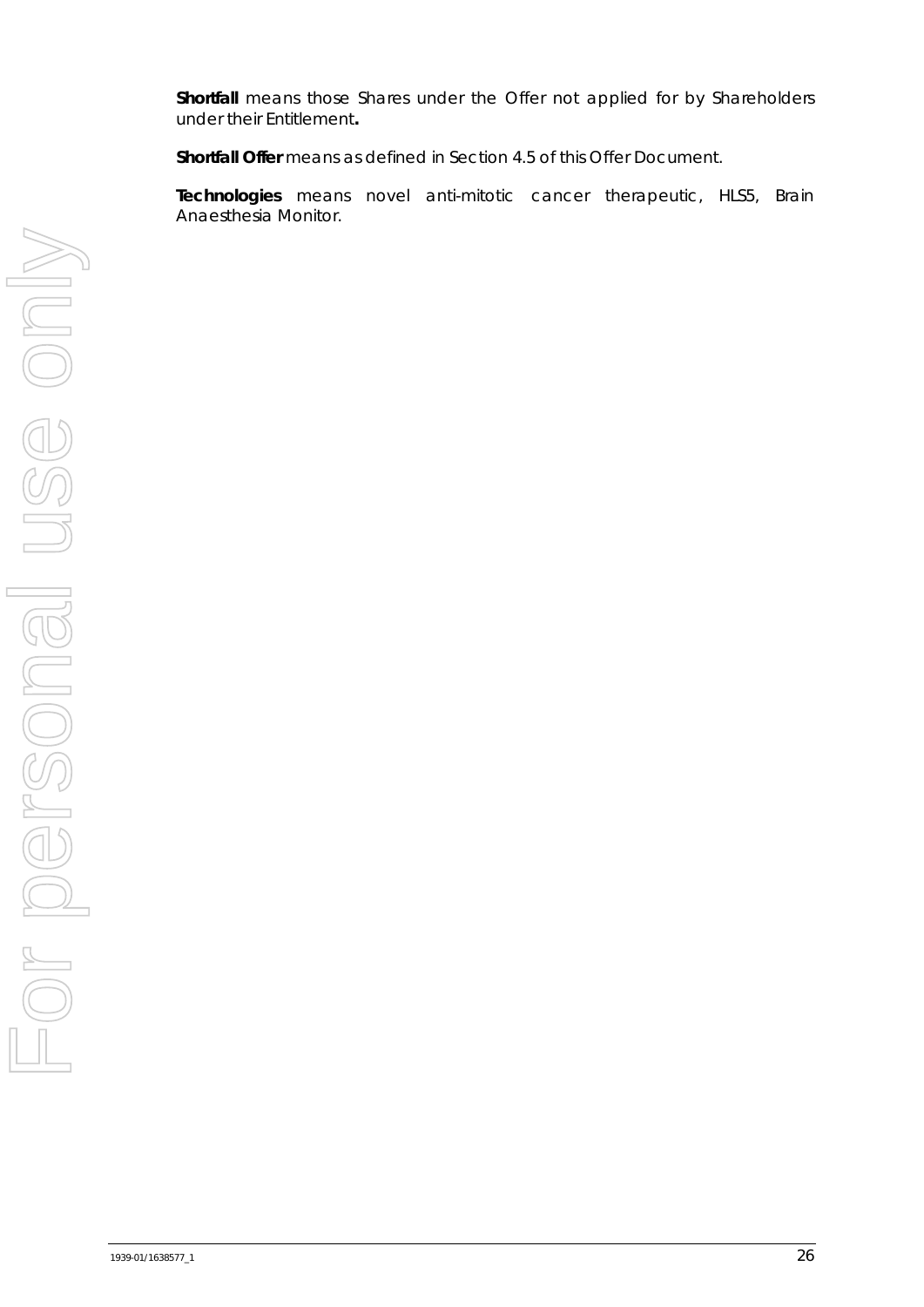**Shortfall** means those Shares under the Offer not applied for by Shareholders under their Entitlement**.**

**Shortfall Offer** means as defined in Section 4.5 of this Offer Document.

**Technologies** means novel anti-mitotic cancer therapeutic, HLS5, Brain Anaesthesia Monitor.